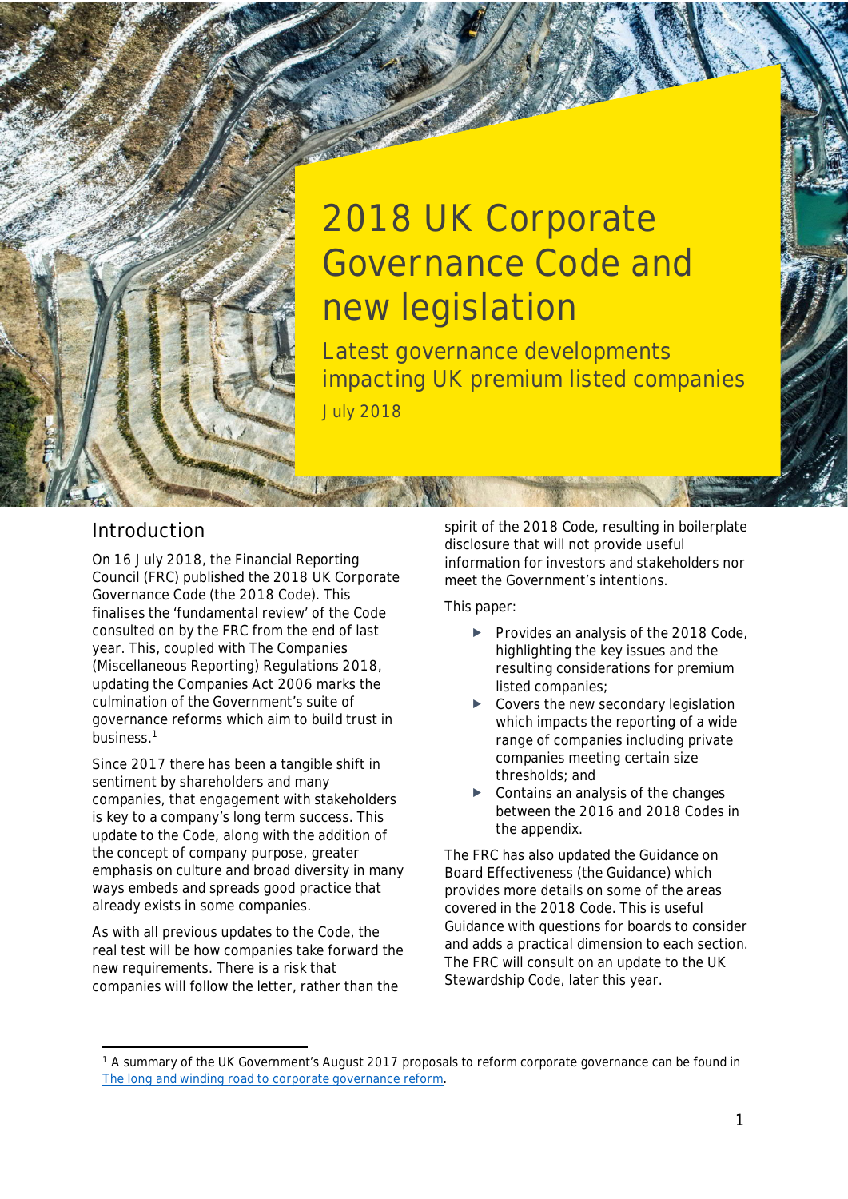# 2018 UK Corporate Governance Code and new legislation

## Latest governance developments impacting UK premium listed companies

July 2018

## Introduction

On 16 July 2018, the Financial Reporting Council (FRC) published the 2018 UK Corporate Governance Code (the 2018 Code). This finalises the 'fundamental review' of the Code consulted on by the FRC from the end of last year. This, coupled with The Companies (Miscellaneous Reporting) Regulations 2018, updating the Companies Act 2006 marks the culmination of the Government's suite of governance reforms which aim to build trust in business.[1]

Since 2017 there has been a tangible shift in sentiment by shareholders and many companies, that engagement with stakeholders is key to a company's long term success. This update to the Code, along with the addition of the concept of company purpose, greater emphasis on culture and broad diversity in many ways embeds and spreads good practice that already exists in some companies.

As with all previous updates to the Code, the real test will be how companies take forward the new requirements. There is a risk that companies will follow the letter, rather than the spirit of the 2018 Code, resulting in boilerplate disclosure that will not provide useful information for investors and stakeholders nor meet the Government's intentions.

This paper:

- Provides an analysis of the 2018 Code, highlighting the key issues and the resulting considerations for premium listed companies;
- Covers the new secondary legislation which impacts the reporting of a wide range of companies including private companies meeting certain size thresholds; and
- Contains an analysis of the changes between the 2016 and 2018 Codes in the appendix.

The FRC has also updated the Guidance on Board Effectiveness (the Guidance) which provides more details on some of the areas covered in the 2018 Code. This is useful Guidance with questions for boards to consider and adds a practical dimension to each section. The FRC will consult on an update to the UK Stewardship Code, later this year.

[1] A summary of the UK Government's August 2017 proposals to reform corporate governance can be found in The long and winding road to corporate governance reform.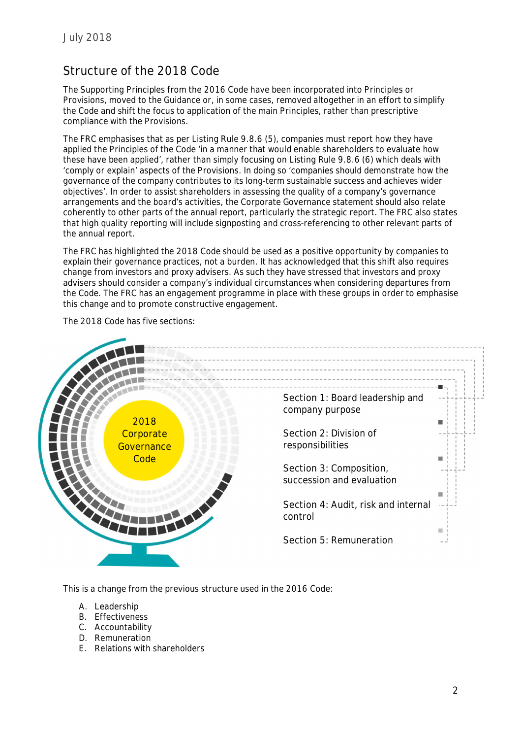## Structure of the 2018 Code

The Supporting Principles from the 2016 Code have been incorporated into Principles or Provisions, moved to the Guidance or, in some cases, removed altogether in an effort to simplify the Code and shift the focus to application of the main Principles, rather than prescriptive compliance with the Provisions.

The FRC emphasises that as per Listing Rule 9.8.6 (5), companies must report how they have applied the Principles of the Code 'in a manner that would enable shareholders to evaluate how these have been applied', rather than simply focusing on Listing Rule 9.8.6 (6) which deals with 'comply or explain' aspects of the Provisions. In doing so 'companies should demonstrate how the governance of the company contributes to its long-term sustainable success and achieves wider objectives'. In order to assist shareholders in assessing the quality of a company's governance arrangements and the board's activities, the Corporate Governance statement should also relate coherently to other parts of the annual report, particularly the strategic report. The FRC also states that high quality reporting will include signposting and cross-referencing to other relevant parts of the annual report.

The FRC has highlighted the 2018 Code should be used as a positive opportunity by companies to explain their governance practices, not a burden. It has acknowledged that this shift also requires change from investors and proxy advisers. As such they have stressed that investors and proxy advisers should consider a company's individual circumstances when considering departures from the Code. The FRC has an engagement programme in place with these groups in order to emphasise this change and to promote constructive engagement.

The 2018 Code has five sections:

2018 Corporate Governance Code

- Section 1: Board leadership and company purpose
- Section 2: Division of responsibilities
- Section 3: Composition, succession and evaluation
- Section 4: Audit, risk and internal control
- Section 5: Remuneration

This is a change from the previous structure used in the 2016 Code:

A. Leadership
B. Effectiveness
C. Accountability
D. Remuneration
E. Relations with shareholders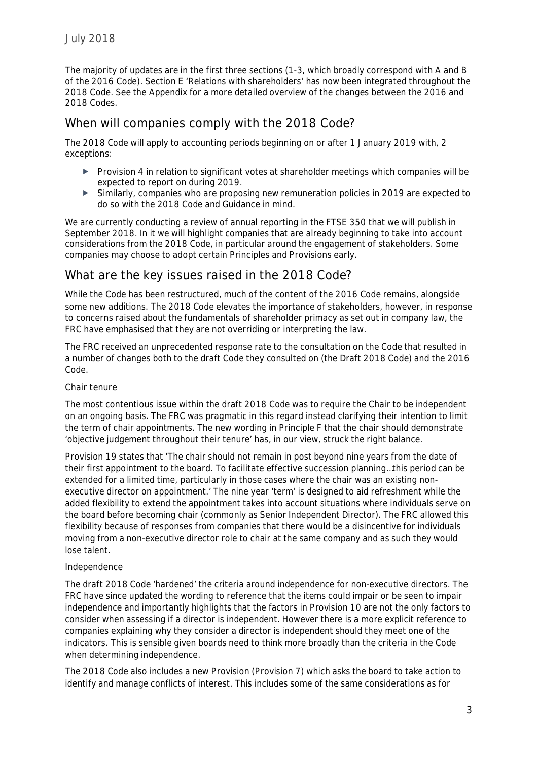The majority of updates are in the first three sections (1-3, which broadly correspond with A and B of the 2016 Code). Section E 'Relations with shareholders' has now been integrated throughout the 2018 Code. See the Appendix for a more detailed overview of the changes between the 2016 and 2018 Codes.

## When will companies comply with the 2018 Code?

The 2018 Code will apply to accounting periods beginning on or after 1 January 2019 with, 2 exceptions:

- Provision 4 in relation to significant votes at shareholder meetings which companies will be expected to report on during 2019.
- Similarly, companies who are proposing new remuneration policies in 2019 are expected to do so with the 2018 Code and Guidance in mind.

We are currently conducting a review of annual reporting in the FTSE 350 that we will publish in September 2018. In it we will highlight companies that are already beginning to take into account considerations from the 2018 Code, in particular around the engagement of stakeholders. Some companies may choose to adopt certain Principles and Provisions early.

## What are the key issues raised in the 2018 Code?

While the Code has been restructured, much of the content of the 2016 Code remains, alongside some new additions. The 2018 Code elevates the importance of stakeholders, however, in response to concerns raised about the fundamentals of shareholder primacy as set out in company law, the FRC have emphasised that they are not overriding or interpreting the law.

The FRC received an unprecedented response rate to the consultation on the Code that resulted in a number of changes both to the draft Code they consulted on (the Draft 2018 Code) and the 2016 Code.

### Chair tenure

The most contentious issue within the draft 2018 Code was to require the Chair to be independent on an ongoing basis. The FRC was pragmatic in this regard instead clarifying their intention to limit the term of chair appointments. The new wording in Principle F that the chair should demonstrate 'objective judgement throughout their tenure' has, in our view, struck the right balance.

Provision 19 states that 'The chair should not remain in post beyond nine years from the date of their first appointment to the board. To facilitate effective succession planning…this period can be extended for a limited time, particularly in those cases where the chair was an existing non-executive director on appointment.' The nine year 'term' is designed to aid refreshment while the added flexibility to extend the appointment takes into account situations where individuals serve on the board before becoming chair (commonly as Senior Independent Director). The FRC allowed this flexibility because of responses from companies that there would be a disincentive for individuals moving from a non-executive director role to chair at the same company and as such they would lose talent.

### Independence

The draft 2018 Code 'hardened' the criteria around independence for non-executive directors. The FRC have since updated the wording to reference that the items could impair or be seen to impair independence and importantly highlights that the factors in Provision 10 are not the only factors to consider when assessing if a director is independent. However there is a more explicit reference to companies explaining why they consider a director is independent should they meet one of the indicators. This is sensible given boards need to think more broadly than the criteria in the Code when determining independence.

The 2018 Code also includes a new Provision (Provision 7) which asks the board to take action to identify and manage conflicts of interest. This includes some of the same considerations as for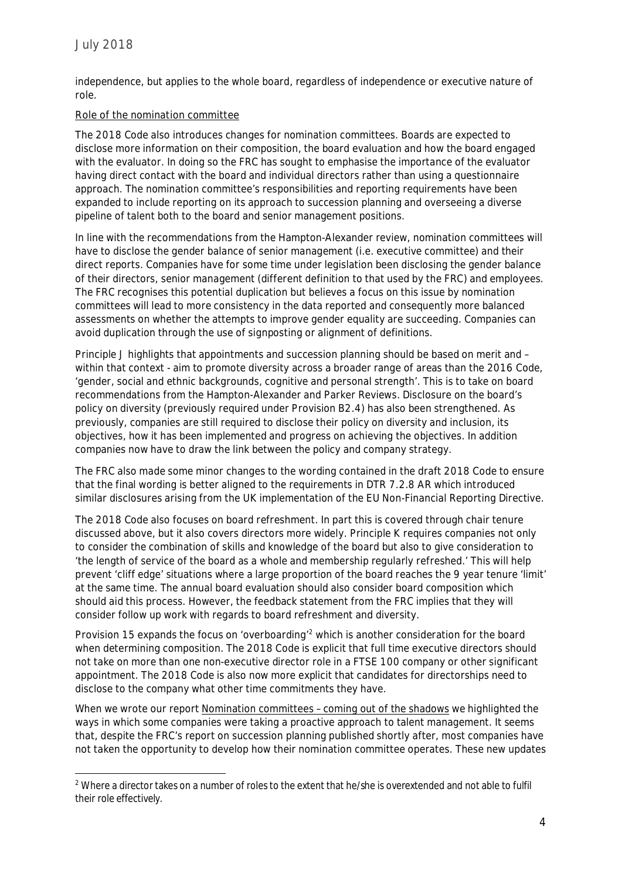independence, but applies to the whole board, regardless of independence or executive nature of role.

Role of the nomination committee

The 2018 Code also introduces changes for nomination committees. Boards are expected to disclose more information on their composition, the board evaluation and how the board engaged with the evaluator. In doing so the FRC has sought to emphasise the importance of the evaluator having direct contact with the board and individual directors rather than using a questionnaire approach. The nomination committee's responsibilities and reporting requirements have been expanded to include reporting on its approach to succession planning and overseeing a diverse pipeline of talent both to the board and senior management positions.

In line with the recommendations from the Hampton-Alexander review, nomination committees will have to disclose the gender balance of senior management (i.e. executive committee) and their direct reports. Companies have for some time under legislation been disclosing the gender balance of their directors, senior management (different definition to that used by the FRC) and employees. The FRC recognises this potential duplication but believes a focus on this issue by nomination committees will lead to more consistency in the data reported and consequently more balanced assessments on whether the attempts to improve gender equality are succeeding. Companies can avoid duplication through the use of signposting or alignment of definitions.

Principle J highlights that appointments and succession planning should be based on merit and – within that context - aim to promote diversity across a broader range of areas than the 2016 Code, 'gender, social and ethnic backgrounds, cognitive and personal strength'. This is to take on board recommendations from the Hampton-Alexander and Parker Reviews. Disclosure on the board's policy on diversity (previously required under Provision B2.4) has also been strengthened. As previously, companies are still required to disclose their policy on diversity and inclusion, its objectives, how it has been implemented and progress on achieving the objectives. In addition companies now have to draw the link between the policy and company strategy.

The FRC also made some minor changes to the wording contained in the draft 2018 Code to ensure that the final wording is better aligned to the requirements in DTR 7.2.8 AR which introduced similar disclosures arising from the UK implementation of the EU Non-Financial Reporting Directive.

The 2018 Code also focuses on board refreshment. In part this is covered through chair tenure discussed above, but it also covers directors more widely. Principle K requires companies not only to consider the combination of skills and knowledge of the board but also to give consideration to 'the length of service of the board as a whole and membership regularly refreshed.' This will help prevent 'cliff edge' situations where a large proportion of the board reaches the 9 year tenure 'limit' at the same time. The annual board evaluation should also consider board composition which should aid this process. However, the feedback statement from the FRC implies that they will consider follow up work with regards to board refreshment and diversity.

Provision 15 expands the focus on 'overboarding'[2] which is another consideration for the board when determining composition. The 2018 Code is explicit that full time executive directors should not take on more than one non-executive director role in a FTSE 100 company or other significant appointment. The 2018 Code is also now more explicit that candidates for directorships need to disclose to the company what other time commitments they have.

When we wrote our report Nomination committees – coming out of the shadows we highlighted the ways in which some companies were taking a proactive approach to talent management. It seems that, despite the FRC's report on succession planning published shortly after, most companies have not taken the opportunity to develop how their nomination committee operates. These new updates

[2] Where a director takes on a number of roles to the extent that he/she is overextended and not able to fulfil their role effectively.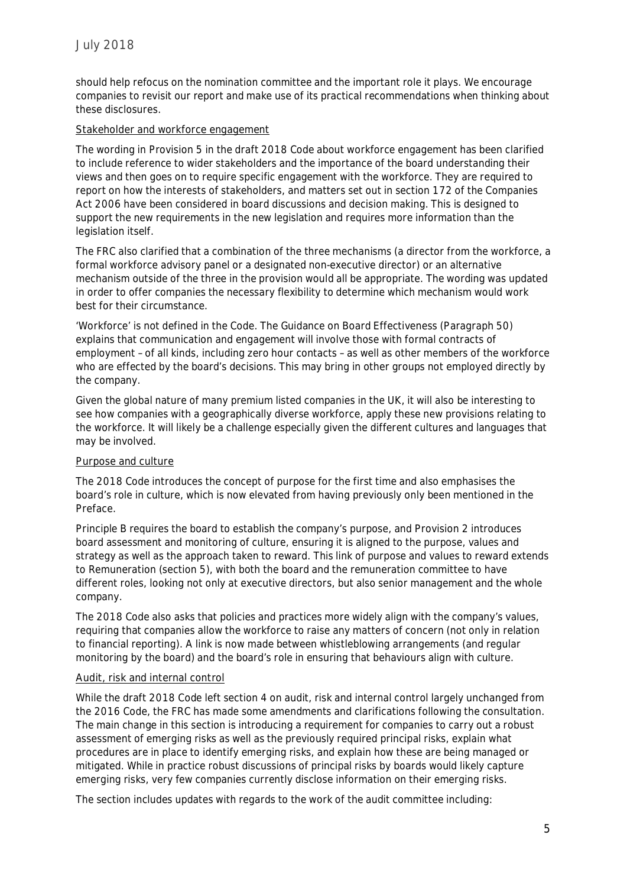should help refocus on the nomination committee and the important role it plays. We encourage companies to revisit our report and make use of its practical recommendations when thinking about these disclosures.

Stakeholder and workforce engagement

The wording in Provision 5 in the draft 2018 Code about workforce engagement has been clarified to include reference to wider stakeholders and the importance of the board understanding their views and then goes on to require specific engagement with the workforce. They are required to report on how the interests of stakeholders, and matters set out in section 172 of the Companies Act 2006 have been considered in board discussions and decision making. This is designed to support the new requirements in the new legislation and requires more information than the legislation itself.

The FRC also clarified that a combination of the three mechanisms (a director from the workforce, a formal workforce advisory panel or a designated non-executive director) or an alternative mechanism outside of the three in the provision would all be appropriate. The wording was updated in order to offer companies the necessary flexibility to determine which mechanism would work best for their circumstance.

'Workforce' is not defined in the Code. The Guidance on Board Effectiveness (Paragraph 50) explains that communication and engagement will involve those with formal contracts of employment – of all kinds, including zero hour contacts – as well as other members of the workforce who are effected by the board's decisions. This may bring in other groups not employed directly by the company.

Given the global nature of many premium listed companies in the UK, it will also be interesting to see how companies with a geographically diverse workforce, apply these new provisions relating to the workforce. It will likely be a challenge especially given the different cultures and languages that may be involved.

Purpose and culture

The 2018 Code introduces the concept of purpose for the first time and also emphasises the board's role in culture, which is now elevated from having previously only been mentioned in the Preface.

Principle B requires the board to establish the company's purpose, and Provision 2 introduces board assessment and monitoring of culture, ensuring it is aligned to the purpose, values and strategy as well as the approach taken to reward. This link of purpose and values to reward extends to Remuneration (section 5), with both the board and the remuneration committee to have different roles, looking not only at executive directors, but also senior management and the whole company.

The 2018 Code also asks that policies and practices more widely align with the company's values, requiring that companies allow the workforce to raise any matters of concern (not only in relation to financial reporting). A link is now made between whistleblowing arrangements (and regular monitoring by the board) and the board's role in ensuring that behaviours align with culture.

Audit, risk and internal control

While the draft 2018 Code left section 4 on audit, risk and internal control largely unchanged from the 2016 Code, the FRC has made some amendments and clarifications following the consultation. The main change in this section is introducing a requirement for companies to carry out a robust assessment of emerging risks as well as the previously required principal risks, explain what procedures are in place to identify emerging risks, and explain how these are being managed or mitigated. While in practice robust discussions of principal risks by boards would likely capture emerging risks, very few companies currently disclose information on their emerging risks.

The section includes updates with regards to the work of the audit committee including: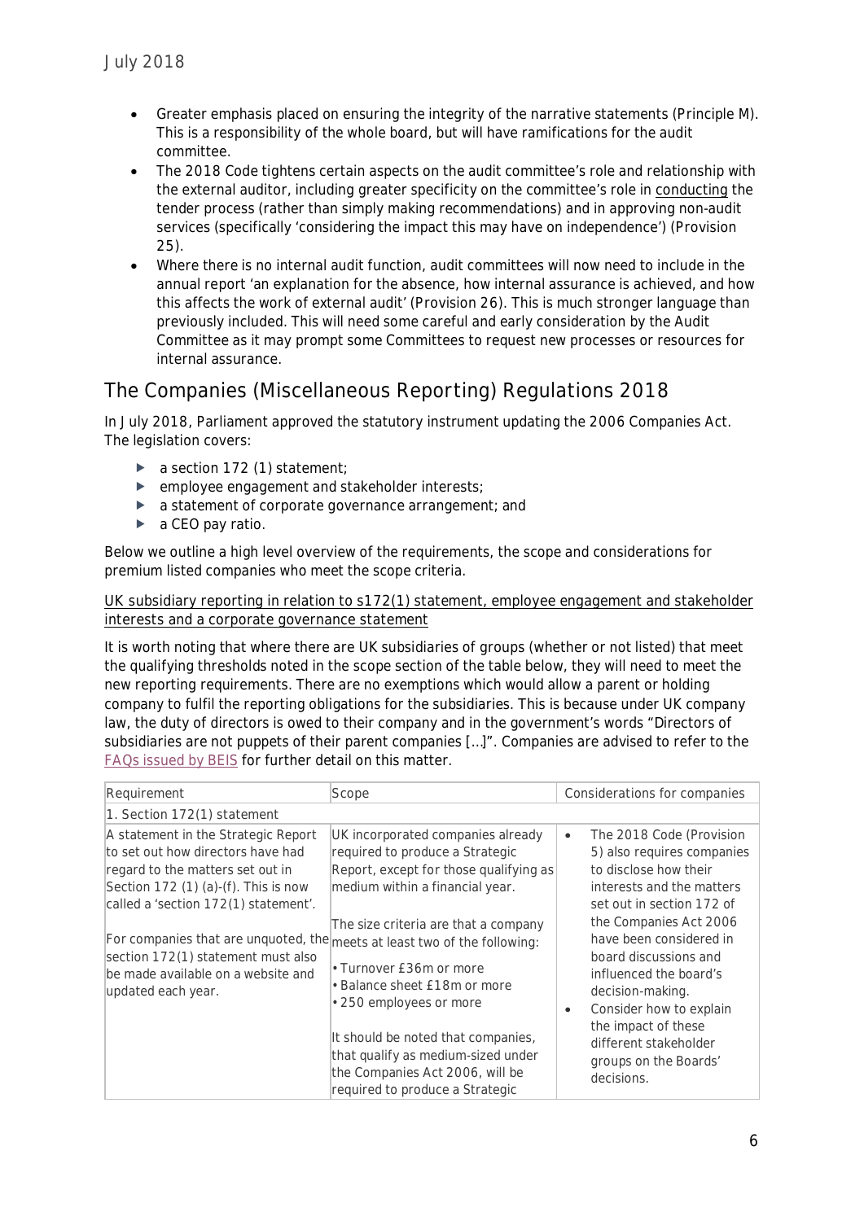- Greater emphasis placed on ensuring the integrity of the narrative statements (Principle M). This is a responsibility of the whole board, but will have ramifications for the audit committee.
- The 2018 Code tightens certain aspects on the audit committee's role and relationship with the external auditor, including greater specificity on the committee's role in conducting the tender process (rather than simply making recommendations) and in approving non-audit services (specifically 'considering the impact this may have on independence') (Provision 25).
- Where there is no internal audit function, audit committees will now need to include in the annual report 'an explanation for the absence, how internal assurance is achieved, and how this affects the work of external audit' (Provision 26). This is much stronger language than previously included. This will need some careful and early consideration by the Audit Committee as it may prompt some Committees to request new processes or resources for internal assurance.

## The Companies (Miscellaneous Reporting) Regulations 2018

In July 2018, Parliament approved the statutory instrument updating the 2006 Companies Act. The legislation covers:

- a section 172 (1) statement;
- employee engagement and stakeholder interests;
- a statement of corporate governance arrangement; and
- a CEO pay ratio.

Below we outline a high level overview of the requirements, the scope and considerations for premium listed companies who meet the scope criteria.

UK subsidiary reporting in relation to s172(1) statement, employee engagement and stakeholder interests and a corporate governance statement

It is worth noting that where there are UK subsidiaries of groups (whether or not listed) that meet the qualifying thresholds noted in the scope section of the table below, they will need to meet the new reporting requirements. There are no exemptions which would allow a parent or holding company to fulfil the reporting obligations for the subsidiaries. This is because under UK company law, the duty of directors is owed to their company and in the government's words "Directors of subsidiaries are not puppets of their parent companies […]". Companies are advised to refer to the FAQs issued by BEIS for further detail on this matter.

| Requirement | Scope | Considerations for companies |
|---|---|---|
| 1. Section 172(1) statement | | |
| A statement in the Strategic Report to set out how directors have had regard to the matters set out in Section 172 (1) (a)-(f). This is now called a 'section 172(1) statement'.<br><br>For companies that are unquoted, the section 172(1) statement must also be made available on a website and updated each year. | UK incorporated companies already required to produce a Strategic Report, except for those qualifying as medium within a financial year.<br><br>The size criteria are that a company meets at least two of the following:<br><br>• Turnover £36m or more<br>• Balance sheet £18m or more<br>• 250 employees or more<br><br>It should be noted that companies, that qualify as medium-sized under the Companies Act 2006, will be required to produce a Strategic | • The 2018 Code (Provision 5) also requires companies to disclose how their interests and the matters set out in section 172 of the Companies Act 2006 have been considered in board discussions and influenced the board's decision-making.<br>• Consider how to explain the impact of these different stakeholder groups on the Boards' decisions. |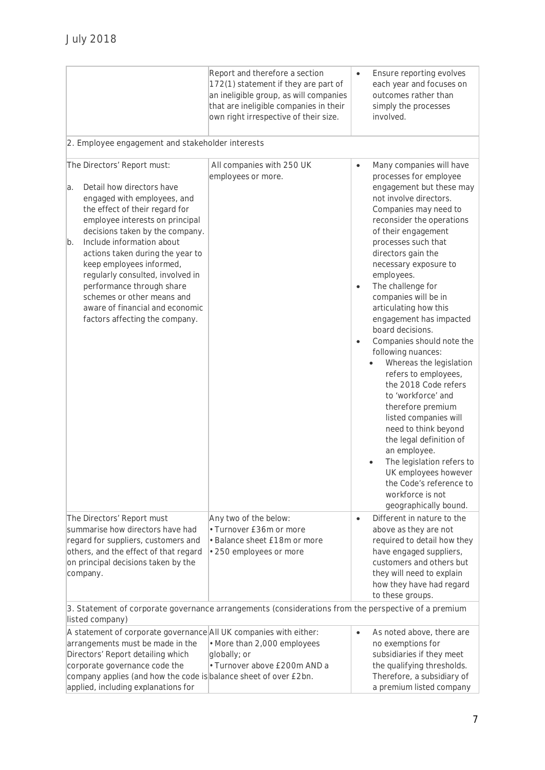July 2018

| | | |
|---|---|---|
| | Report and therefore a section 172(1) statement if they are part of an ineligible group, as will companies that are ineligible companies in their own right irrespective of their size. | • Ensure reporting evolves each year and focuses on outcomes rather than simply the processes involved. |
| 2. Employee engagement and stakeholder interests | | |
| The Directors' Report must:<br>a. Detail how directors have engaged with employees, and the effect of their regard for employee interests on principal decisions taken by the company.<br>b. Include information about actions taken during the year to keep employees informed, regularly consulted, involved in performance through share schemes or other means and aware of financial and economic factors affecting the company. | All companies with 250 UK employees or more. | • Many companies will have processes for employee engagement but these may not involve directors. Companies may need to reconsider the operations of their engagement processes such that directors gain the necessary exposure to employees.<br>• The challenge for companies will be in articulating how this engagement has impacted board decisions.<br>• Companies should note the following nuances:<br>  • Whereas the legislation refers to employees, the 2018 Code refers to 'workforce' and therefore premium listed companies will need to think beyond the legal definition of an employee.<br>  • The legislation refers to UK employees however the Code's reference to workforce is not geographically bound. |
| The Directors' Report must summarise how directors have had regard for suppliers, customers and others, and the effect of that regard on principal decisions taken by the company. | Any two of the below:<br>• Turnover £36m or more<br>• Balance sheet £18m or more<br>• 250 employees or more | • Different in nature to the above as they are not required to detail how they have engaged suppliers, customers and others but they will need to explain how they have had regard to these groups. |
| 3. Statement of corporate governance arrangements (considerations from the perspective of a premium listed company) | | |
| A statement of corporate governance arrangements must be made in the Directors' Report detailing which corporate governance code the company applies (and how the code is applied, including explanations for | All UK companies with either:<br>• More than 2,000 employees globally; or<br>• Turnover above £200m AND a balance sheet of over £2bn. | • As noted above, there are no exemptions for subsidiaries if they meet the qualifying thresholds. Therefore, a subsidiary of a premium listed company |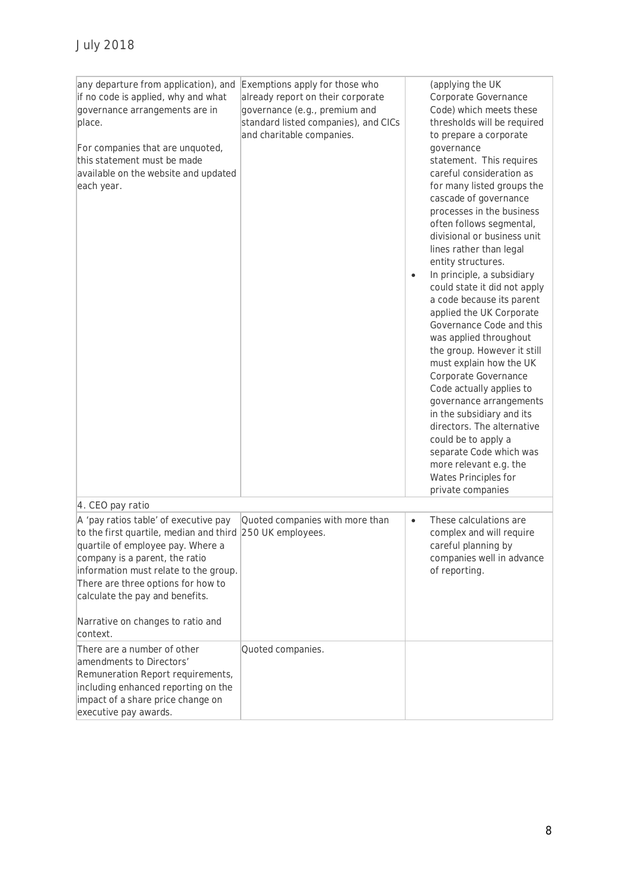| | | |
|---|---|---|
| any departure from application), and if no code is applied, why and what governance arrangements are in place.<br><br>For companies that are unquoted, this statement must be made available on the website and updated each year. | Exemptions apply for those who already report on their corporate governance (e.g., premium and standard listed companies), and CICs and charitable companies. | (applying the UK Corporate Governance Code) which meets these thresholds will be required to prepare a corporate governance statement. This requires careful consideration as for many listed groups the cascade of governance processes in the business often follows segmental, divisional or business unit lines rather than legal entity structures.<br><br>• In principle, a subsidiary could state it did not apply a code because its parent applied the UK Corporate Governance Code and this was applied throughout the group. However it still must explain how the UK Corporate Governance Code actually applies to governance arrangements in the subsidiary and its directors. The alternative could be to apply a separate Code which was more relevant e.g. the Wates Principles for private companies |
| 4. CEO pay ratio | | |
| A 'pay ratios table' of executive pay to the first quartile, median and third quartile of employee pay. Where a company is a parent, the ratio information must relate to the group. There are three options for how to calculate the pay and benefits.<br><br>Narrative on changes to ratio and context. | Quoted companies with more than 250 UK employees. | • These calculations are complex and will require careful planning by companies well in advance of reporting. |
| There are a number of other amendments to Directors' Remuneration Report requirements, including enhanced reporting on the impact of a share price change on executive pay awards. | Quoted companies. | |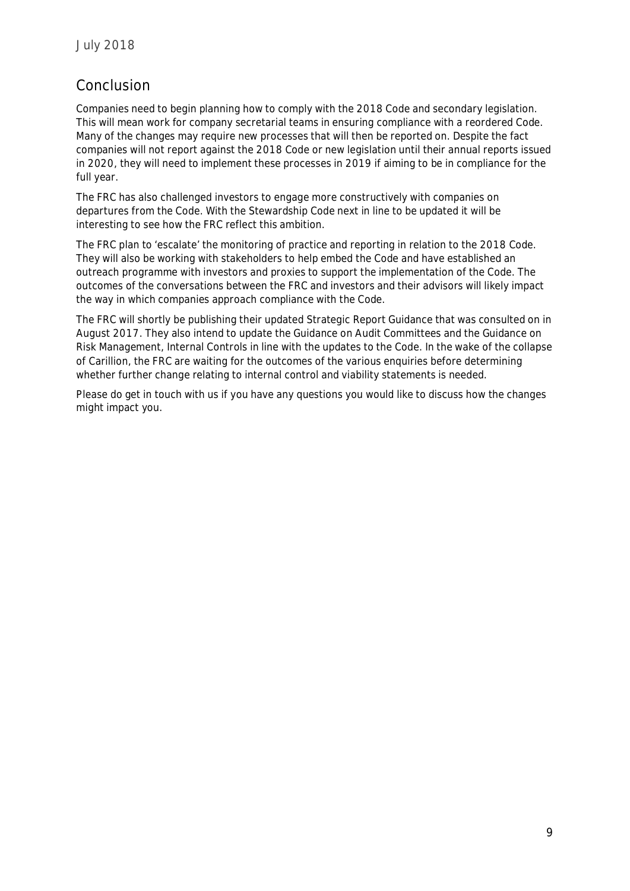## Conclusion

Companies need to begin planning how to comply with the 2018 Code and secondary legislation. This will mean work for company secretarial teams in ensuring compliance with a reordered Code. Many of the changes may require new processes that will then be reported on. Despite the fact companies will not report against the 2018 Code or new legislation until their annual reports issued in 2020, they will need to implement these processes in 2019 if aiming to be in compliance for the full year.

The FRC has also challenged investors to engage more constructively with companies on departures from the Code. With the Stewardship Code next in line to be updated it will be interesting to see how the FRC reflect this ambition.

The FRC plan to 'escalate' the monitoring of practice and reporting in relation to the 2018 Code. They will also be working with stakeholders to help embed the Code and have established an outreach programme with investors and proxies to support the implementation of the Code. The outcomes of the conversations between the FRC and investors and their advisors will likely impact the way in which companies approach compliance with the Code.

The FRC will shortly be publishing their updated Strategic Report Guidance that was consulted on in August 2017. They also intend to update the Guidance on Audit Committees and the Guidance on Risk Management, Internal Controls in line with the updates to the Code. In the wake of the collapse of Carillion, the FRC are waiting for the outcomes of the various enquiries before determining whether further change relating to internal control and viability statements is needed.

Please do get in touch with us if you have any questions you would like to discuss how the changes might impact you.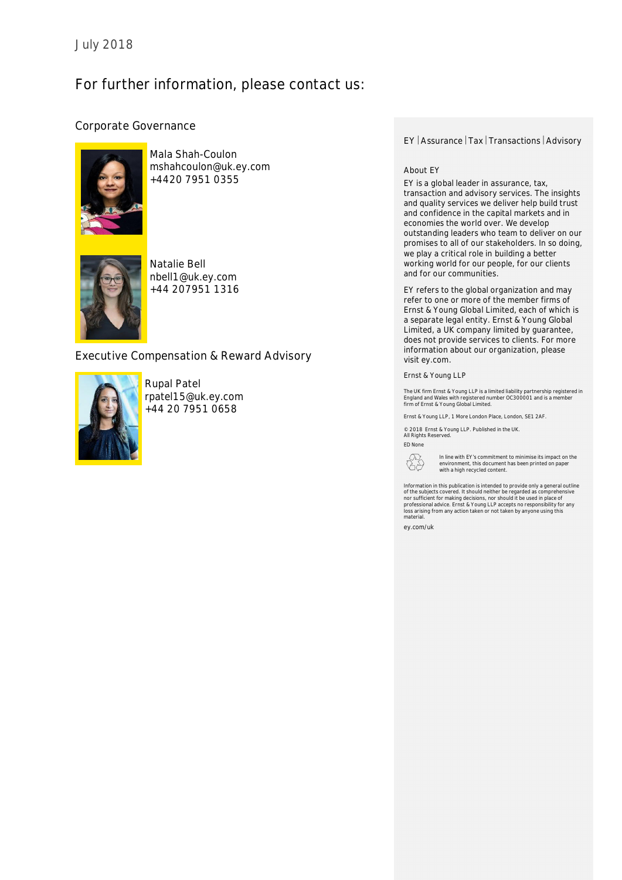July 2018

# For further information, please contact us:

## Corporate Governance

Mala Shah-Coulon
mshahcoulon@uk.ey.com
+4420 7951 0355

Natalie Bell
nbell1@uk.ey.com
+44 207951 1316

## Executive Compensation & Reward Advisory

Rupal Patel
rpatel15@uk.ey.com
+44 20 7951 0658

EY | Assurance | Tax | Transactions | Advisory

About EY

EY is a global leader in assurance, tax, transaction and advisory services. The insights and quality services we deliver help build trust and confidence in the capital markets and in economies the world over. We develop outstanding leaders who team to deliver on our promises to all of our stakeholders. In so doing, we play a critical role in building a better working world for our people, for our clients and for our communities.

EY refers to the global organization and may refer to one or more of the member firms of Ernst & Young Global Limited, each of which is a separate legal entity. Ernst & Young Global Limited, a UK company limited by guarantee, does not provide services to clients. For more information about our organization, please visit ey.com.

Ernst & Young LLP

The UK firm Ernst & Young LLP is a limited liability partnership registered in England and Wales with registered number OC300001 and is a member firm of Ernst & Young Global Limited.

Ernst & Young LLP, 1 More London Place, London, SE1 2AF.

© 2018 Ernst & Young LLP. Published in the UK.
All Rights Reserved.

ED None

In line with EY's commitment to minimise its impact on the environment, this document has been printed on paper with a high recycled content.

Information in this publication is intended to provide only a general outline of the subjects covered. It should neither be regarded as comprehensive nor sufficient for making decisions, nor should it be used in place of professional advice. Ernst & Young LLP accepts no responsibility for any loss arising from any action taken or not taken by anyone using this material.

ey.com/uk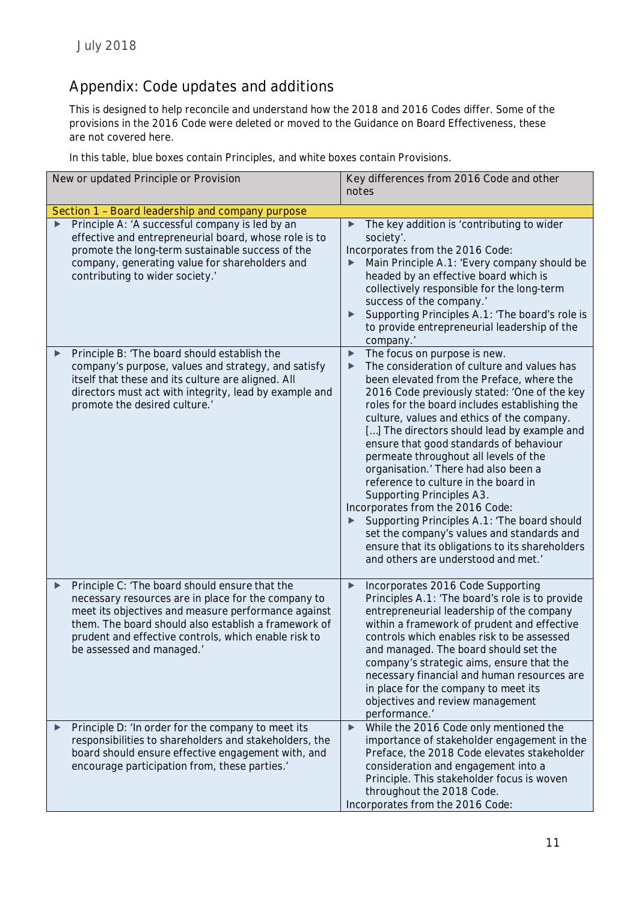July 2018

## Appendix: Code updates and additions

This is designed to help reconcile and understand how the 2018 and 2016 Codes differ. Some of the provisions in the 2016 Code were deleted or moved to the Guidance on Board Effectiveness, these are not covered here.

In this table, blue boxes contain Principles, and white boxes contain Provisions.

| New or updated Principle or Provision | Key differences from 2016 Code and other notes |
|---|---|
| **Section 1 – Board leadership and company purpose** | |
| ▶ Principle A: 'A successful company is led by an effective and entrepreneurial board, whose role is to promote the long-term sustainable success of the company, generating value for shareholders and contributing to wider society.' | ▶ The key addition is 'contributing to wider society'.<br>Incorporates from the 2016 Code:<br>▶ Main Principle A.1: 'Every company should be headed by an effective board which is collectively responsible for the long-term success of the company.'<br>▶ Supporting Principles A.1: 'The board's role is to provide entrepreneurial leadership of the company.' |
| ▶ Principle B: 'The board should establish the company's purpose, values and strategy, and satisfy itself that these and its culture are aligned. All directors must act with integrity, lead by example and promote the desired culture.' | ▶ The focus on purpose is new.<br>▶ The consideration of culture and values has been elevated from the Preface, where the 2016 Code previously stated: 'One of the key roles for the board includes establishing the culture, values and ethics of the company. [...] The directors should lead by example and ensure that good standards of behaviour permeate throughout all levels of the organisation.' There had also been a reference to culture in the board in Supporting Principles A3.<br>Incorporates from the 2016 Code:<br>▶ Supporting Principles A.1: 'The board should set the company's values and standards and ensure that its obligations to its shareholders and others are understood and met.' |
| ▶ Principle C: 'The board should ensure that the necessary resources are in place for the company to meet its objectives and measure performance against them. The board should also establish a framework of prudent and effective controls, which enable risk to be assessed and managed.' | ▶ Incorporates 2016 Code Supporting Principles A.1: 'The board's role is to provide entrepreneurial leadership of the company within a framework of prudent and effective controls which enables risk to be assessed and managed. The board should set the company's strategic aims, ensure that the necessary financial and human resources are in place for the company to meet its objectives and review management performance.' |
| ▶ Principle D: 'In order for the company to meet its responsibilities to shareholders and stakeholders, the board should ensure effective engagement with, and encourage participation from, these parties.' | ▶ While the 2016 Code only mentioned the importance of stakeholder engagement in the Preface, the 2018 Code elevates stakeholder consideration and engagement into a Principle. This stakeholder focus is woven throughout the 2018 Code.<br>Incorporates from the 2016 Code: |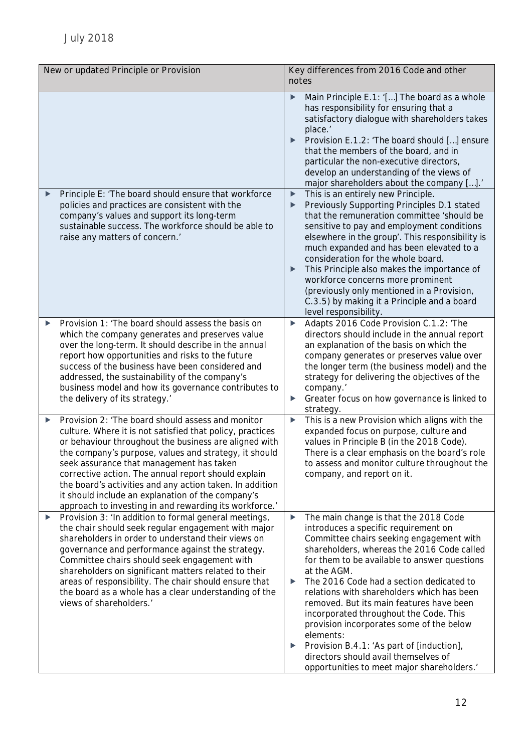| New or updated Principle or Provision | Key differences from 2016 Code and other notes |
|---|---|
| | ▶ Main Principle E.1: '[…] The board as a whole has responsibility for ensuring that a satisfactory dialogue with shareholders takes place.'<br>▶ Provision E.1.2: 'The board should […] ensure that the members of the board, and in particular the non-executive directors, develop an understanding of the views of major shareholders about the company […].' |
| ▶ Principle E: 'The board should ensure that workforce policies and practices are consistent with the company's values and support its long-term sustainable success. The workforce should be able to raise any matters of concern.' | ▶ This is an entirely new Principle.<br>▶ Previously Supporting Principles D.1 stated that the remuneration committee 'should be sensitive to pay and employment conditions elsewhere in the group'. This responsibility is much expanded and has been elevated to a consideration for the whole board.<br>▶ This Principle also makes the importance of workforce concerns more prominent (previously only mentioned in a Provision, C.3.5) by making it a Principle and a board level responsibility. |
| ▶ Provision 1: 'The board should assess the basis on which the company generates and preserves value over the long-term. It should describe in the annual report how opportunities and risks to the future success of the business have been considered and addressed, the sustainability of the company's business model and how its governance contributes to the delivery of its strategy.' | ▶ Adapts 2016 Code Provision C.1.2: 'The directors should include in the annual report an explanation of the basis on which the company generates or preserves value over the longer term (the business model) and the strategy for delivering the objectives of the company.'<br>▶ Greater focus on how governance is linked to strategy. |
| ▶ Provision 2: 'The board should assess and monitor culture. Where it is not satisfied that policy, practices or behaviour throughout the business are aligned with the company's purpose, values and strategy, it should seek assurance that management has taken corrective action. The annual report should explain the board's activities and any action taken. In addition it should include an explanation of the company's approach to investing in and rewarding its workforce.' | ▶ This is a new Provision which aligns with the expanded focus on purpose, culture and values in Principle B (in the 2018 Code). There is a clear emphasis on the board's role to assess and monitor culture throughout the company, and report on it. |
| ▶ Provision 3: 'In addition to formal general meetings, the chair should seek regular engagement with major shareholders in order to understand their views on governance and performance against the strategy. Committee chairs should seek engagement with shareholders on significant matters related to their areas of responsibility. The chair should ensure that the board as a whole has a clear understanding of the views of shareholders.' | ▶ The main change is that the 2018 Code introduces a specific requirement on Committee chairs seeking engagement with shareholders, whereas the 2016 Code called for them to be available to answer questions at the AGM.<br>▶ The 2016 Code had a section dedicated to relations with shareholders which has been removed. But its main features have been incorporated throughout the Code. This provision incorporates some of the below elements:<br>▶ Provision B.4.1: 'As part of [induction], directors should avail themselves of opportunities to meet major shareholders.' |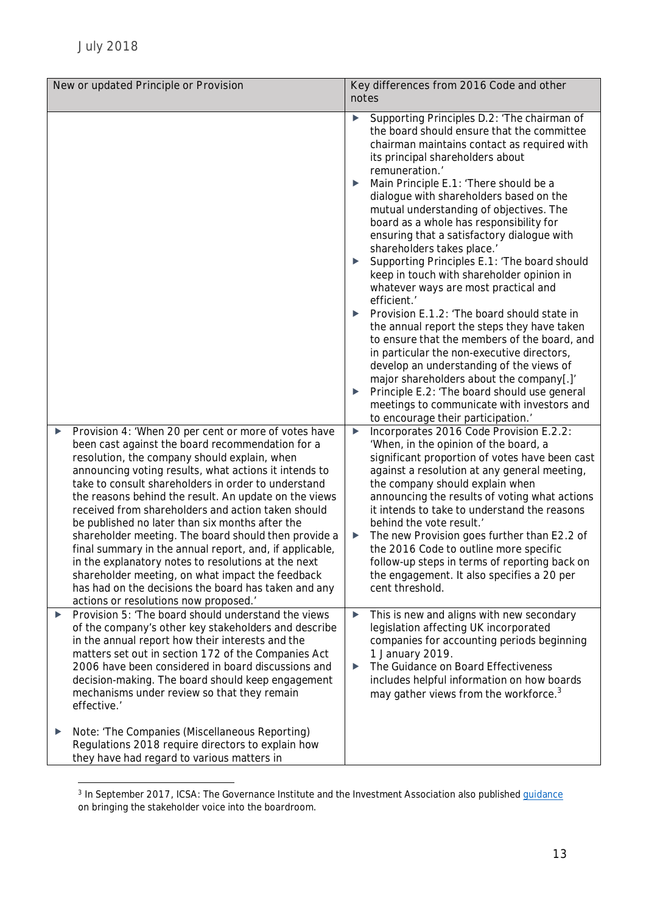| New or updated Principle or Provision | Key differences from 2016 Code and other notes |
|---|---|
| | ▶ Supporting Principles D.2: 'The chairman of the board should ensure that the committee chairman maintains contact as required with its principal shareholders about remuneration.' ▶ Main Principle E.1: 'There should be a dialogue with shareholders based on the mutual understanding of objectives. The board as a whole has responsibility for ensuring that a satisfactory dialogue with shareholders takes place.' ▶ Supporting Principles E.1: 'The board should keep in touch with shareholder opinion in whatever ways are most practical and efficient.' ▶ Provision E.1.2: 'The board should state in the annual report the steps they have taken to ensure that the members of the board, and in particular the non-executive directors, develop an understanding of the views of major shareholders about the company[.]' ▶ Principle E.2: 'The board should use general meetings to communicate with investors and to encourage their participation.' |
| ▶ Provision 4: 'When 20 per cent or more of votes have been cast against the board recommendation for a resolution, the company should explain, when announcing voting results, what actions it intends to take to consult shareholders in order to understand the reasons behind the result. An update on the views received from shareholders and action taken should be published no later than six months after the shareholder meeting. The board should then provide a final summary in the annual report, and, if applicable, in the explanatory notes to resolutions at the next shareholder meeting, on what impact the feedback has had on the decisions the board has taken and any actions or resolutions now proposed.' | ▶ Incorporates 2016 Code Provision E.2.2: 'When, in the opinion of the board, a significant proportion of votes have been cast against a resolution at any general meeting, the company should explain when announcing the results of voting what actions it intends to take to understand the reasons behind the vote result.' ▶ The new Provision goes further than E2.2 of the 2016 Code to outline more specific follow-up steps in terms of reporting back on the engagement. It also specifies a 20 per cent threshold. |
| ▶ Provision 5: 'The board should understand the views of the company's other key stakeholders and describe in the annual report how their interests and the matters set out in section 172 of the Companies Act 2006 have been considered in board discussions and decision-making. The board should keep engagement mechanisms under review so that they remain effective.' ▶ Note: 'The Companies (Miscellaneous Reporting) Regulations 2018 require directors to explain how they have had regard to various matters in | ▶ This is new and aligns with new secondary legislation affecting UK incorporated companies for accounting periods beginning 1 January 2019. ▶ The Guidance on Board Effectiveness includes helpful information on how boards may gather views from the workforce.[3] |

[3] In September 2017, ICSA: The Governance Institute and the Investment Association also published guidance on bringing the stakeholder voice into the boardroom.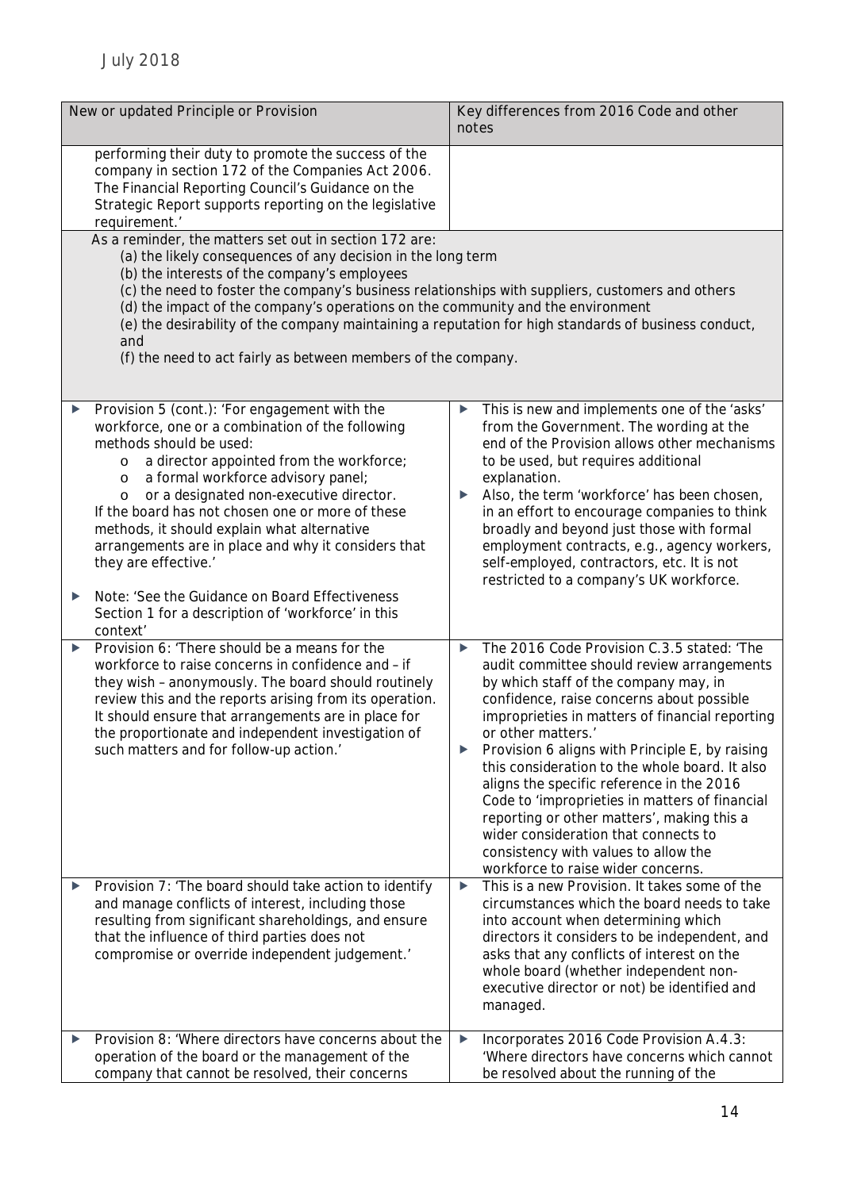| New or updated Principle or Provision | Key differences from 2016 Code and other notes |
|---|---|
| performing their duty to promote the success of the company in section 172 of the Companies Act 2006. The Financial Reporting Council's Guidance on the Strategic Report supports reporting on the legislative requirement.' | |
| As a reminder, the matters set out in section 172 are:<br>(a) the likely consequences of any decision in the long term<br>(b) the interests of the company's employees<br>(c) the need to foster the company's business relationships with suppliers, customers and others<br>(d) the impact of the company's operations on the community and the environment<br>(e) the desirability of the company maintaining a reputation for high standards of business conduct, and<br>(f) the need to act fairly as between members of the company. | |
| ▶ Provision 5 (cont.): 'For engagement with the workforce, one or a combination of the following methods should be used:<br>o a director appointed from the workforce;<br>o a formal workforce advisory panel;<br>o or a designated non-executive director.<br>If the board has not chosen one or more of these methods, it should explain what alternative arrangements are in place and why it considers that they are effective.'<br>▶ Note: 'See the Guidance on Board Effectiveness Section 1 for a description of 'workforce' in this context' | ▶ This is new and implements one of the 'asks' from the Government. The wording at the end of the Provision allows other mechanisms to be used, but requires additional explanation.<br>▶ Also, the term 'workforce' has been chosen, in an effort to encourage companies to think broadly and beyond just those with formal employment contracts, e.g., agency workers, self-employed, contractors, etc. It is not restricted to a company's UK workforce. |
| ▶ Provision 6: 'There should be a means for the workforce to raise concerns in confidence and – if they wish – anonymously. The board should routinely review this and the reports arising from its operation. It should ensure that arrangements are in place for the proportionate and independent investigation of such matters and for follow-up action.' | ▶ The 2016 Code Provision C.3.5 stated: 'The audit committee should review arrangements by which staff of the company may, in confidence, raise concerns about possible improprieties in matters of financial reporting or other matters.'<br>▶ Provision 6 aligns with Principle E, by raising this consideration to the whole board. It also aligns the specific reference in the 2016 Code to 'improprieties in matters of financial reporting or other matters', making this a wider consideration that connects to consistency with values to allow the workforce to raise wider concerns. |
| ▶ Provision 7: 'The board should take action to identify and manage conflicts of interest, including those resulting from significant shareholdings, and ensure that the influence of third parties does not compromise or override independent judgement.' | ▶ This is a new Provision. It takes some of the circumstances which the board needs to take into account when determining which directors it considers to be independent, and asks that any conflicts of interest on the whole board (whether independent non-executive director or not) be identified and managed. |
| ▶ Provision 8: 'Where directors have concerns about the operation of the board or the management of the company that cannot be resolved, their concerns | ▶ Incorporates 2016 Code Provision A.4.3: 'Where directors have concerns which cannot be resolved about the running of the |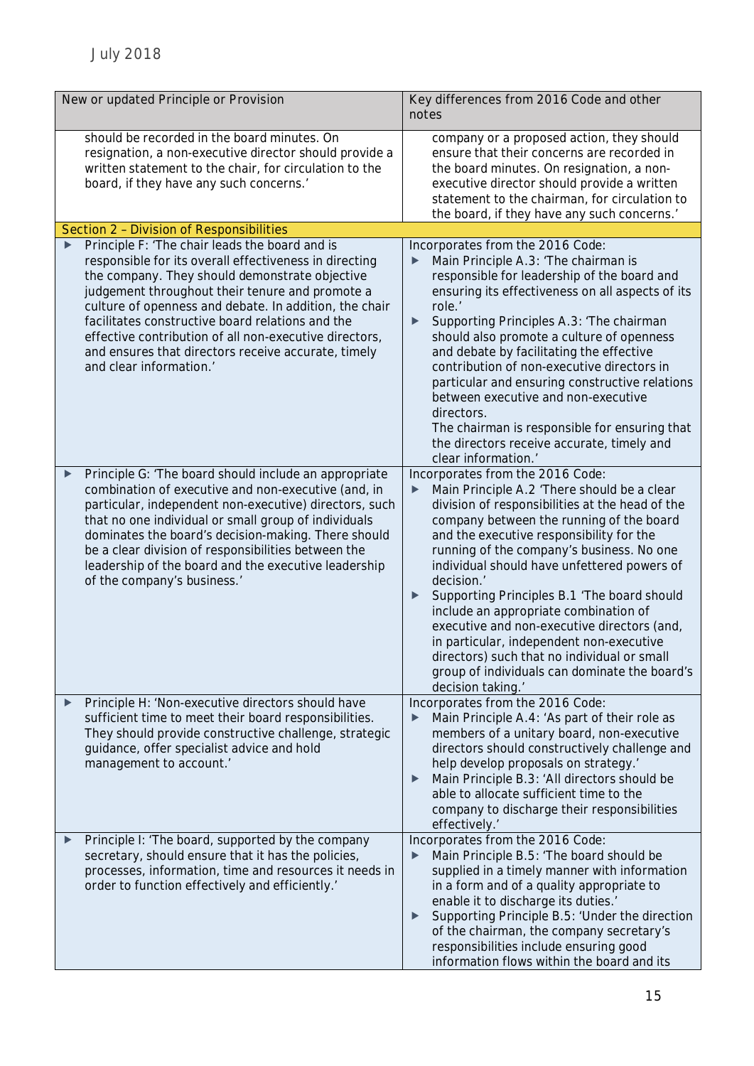| New or updated Principle or Provision | Key differences from 2016 Code and other notes |
|---|---|
| should be recorded in the board minutes. On resignation, a non-executive director should provide a written statement to the chair, for circulation to the board, if they have any such concerns.' | company or a proposed action, they should ensure that their concerns are recorded in the board minutes. On resignation, a non-executive director should provide a written statement to the chairman, for circulation to the board, if they have any such concerns.' |
| **Section 2 – Division of Responsibilities** | |
| ▶ Principle F: 'The chair leads the board and is responsible for its overall effectiveness in directing the company. They should demonstrate objective judgement throughout their tenure and promote a culture of openness and debate. In addition, the chair facilitates constructive board relations and the effective contribution of all non-executive directors, and ensures that directors receive accurate, timely and clear information.' | Incorporates from the 2016 Code: ▶ Main Principle A.3: 'The chairman is responsible for leadership of the board and ensuring its effectiveness on all aspects of its role.' ▶ Supporting Principles A.3: 'The chairman should also promote a culture of openness and debate by facilitating the effective contribution of non-executive directors in particular and ensuring constructive relations between executive and non-executive directors. The chairman is responsible for ensuring that the directors receive accurate, timely and clear information.' |
| ▶ Principle G: 'The board should include an appropriate combination of executive and non-executive (and, in particular, independent non-executive) directors, such that no one individual or small group of individuals dominates the board's decision-making. There should be a clear division of responsibilities between the leadership of the board and the executive leadership of the company's business.' | Incorporates from the 2016 Code: ▶ Main Principle A.2 'There should be a clear division of responsibilities at the head of the company between the running of the board and the executive responsibility for the running of the company's business. No one individual should have unfettered powers of decision.' ▶ Supporting Principles B.1 'The board should include an appropriate combination of executive and non-executive directors (and, in particular, independent non-executive directors) such that no individual or small group of individuals can dominate the board's decision taking.' |
| ▶ Principle H: 'Non-executive directors should have sufficient time to meet their board responsibilities. They should provide constructive challenge, strategic guidance, offer specialist advice and hold management to account.' | Incorporates from the 2016 Code: ▶ Main Principle A.4: 'As part of their role as members of a unitary board, non-executive directors should constructively challenge and help develop proposals on strategy.' ▶ Main Principle B.3: 'All directors should be able to allocate sufficient time to the company to discharge their responsibilities effectively.' |
| ▶ Principle I: 'The board, supported by the company secretary, should ensure that it has the policies, processes, information, time and resources it needs in order to function effectively and efficiently.' | Incorporates from the 2016 Code: ▶ Main Principle B.5: 'The board should be supplied in a timely manner with information in a form and of a quality appropriate to enable it to discharge its duties.' ▶ Supporting Principle B.5: 'Under the direction of the chairman, the company secretary's responsibilities include ensuring good information flows within the board and its |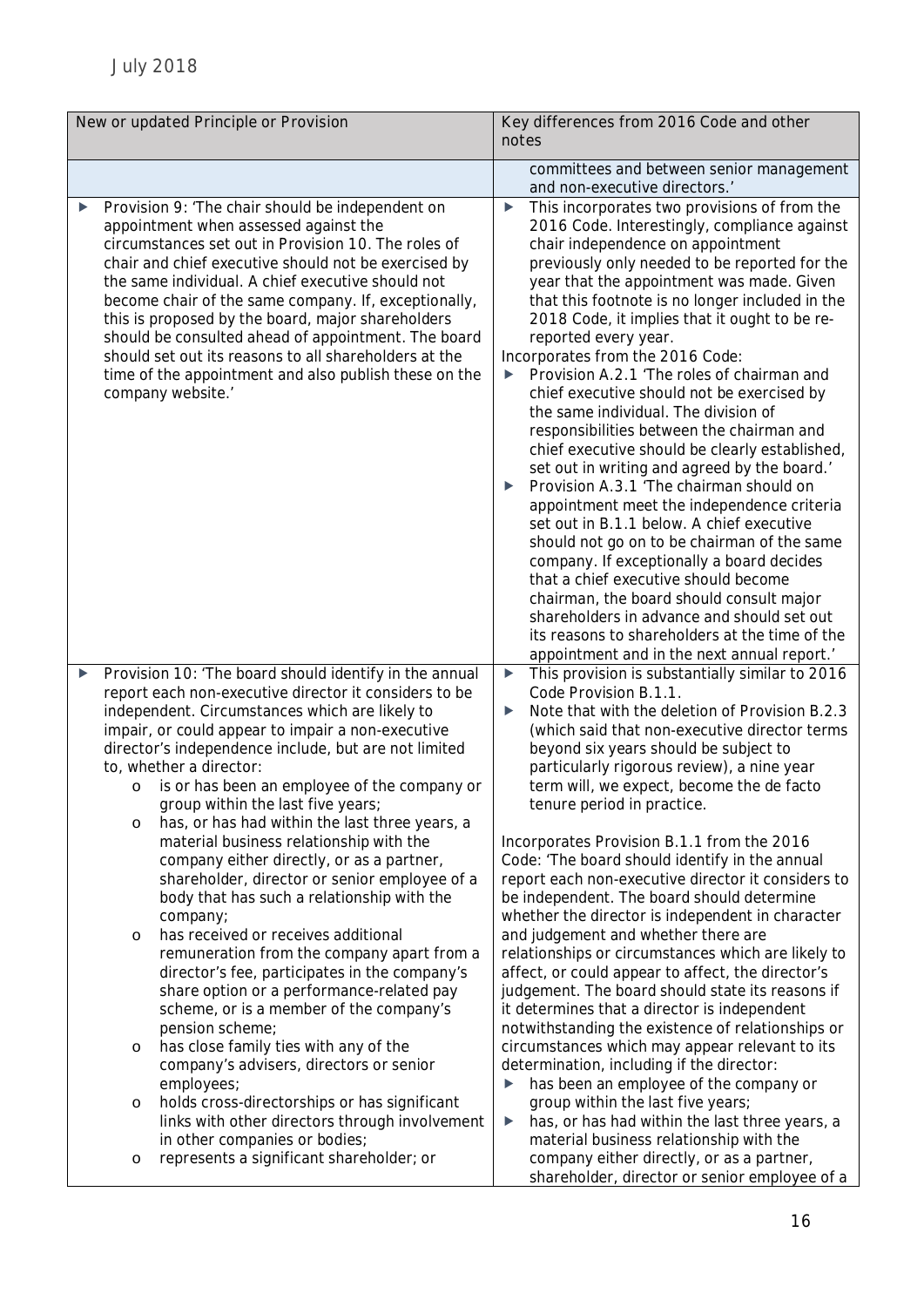| New or updated Principle or Provision | Key differences from 2016 Code and other notes |
|---|---|
| | committees and between senior management and non-executive directors.' |
| ▶ Provision 9: 'The chair should be independent on appointment when assessed against the circumstances set out in Provision 10. The roles of chair and chief executive should not be exercised by the same individual. A chief executive should not become chair of the same company. If, exceptionally, this is proposed by the board, major shareholders should be consulted ahead of appointment. The board should set out its reasons to all shareholders at the time of the appointment and also publish these on the company website.' | ▶ This incorporates two provisions of from the 2016 Code. Interestingly, compliance against chair independence on appointment previously only needed to be reported for the year that the appointment was made. Given that this footnote is no longer included in the 2018 Code, it implies that it ought to be re-reported every year.<br>Incorporates from the 2016 Code:<br>▶ Provision A.2.1 'The roles of chairman and chief executive should not be exercised by the same individual. The division of responsibilities between the chairman and chief executive should be clearly established, set out in writing and agreed by the board.'<br>▶ Provision A.3.1 'The chairman should on appointment meet the independence criteria set out in B.1.1 below. A chief executive should not go on to be chairman of the same company. If exceptionally a board decides that a chief executive should become chairman, the board should consult major shareholders in advance and should set out its reasons to shareholders at the time of the appointment and in the next annual report.' |
| ▶ Provision 10: 'The board should identify in the annual report each non-executive director it considers to be independent. Circumstances which are likely to impair, or could appear to impair a non-executive director's independence include, but are not limited to, whether a director:<br>o is or has been an employee of the company or group within the last five years;<br>o has, or has had within the last three years, a material business relationship with the company either directly, or as a partner, shareholder, director or senior employee of a body that has such a relationship with the company;<br>o has received or receives additional remuneration from the company apart from a director's fee, participates in the company's share option or a performance-related pay scheme, or is a member of the company's pension scheme;<br>o has close family ties with any of the company's advisers, directors or senior employees;<br>o holds cross-directorships or has significant links with other directors through involvement in other companies or bodies;<br>o represents a significant shareholder; or | ▶ This provision is substantially similar to 2016 Code Provision B.1.1.<br>▶ Note that with the deletion of Provision B.2.3 (which said that non-executive director terms beyond six years should be subject to particularly rigorous review), a nine year term will, we expect, become the de facto tenure period in practice.<br><br>Incorporates Provision B.1.1 from the 2016 Code: 'The board should identify in the annual report each non-executive director it considers to be independent. The board should determine whether the director is independent in character and judgement and whether there are relationships or circumstances which are likely to affect, or could appear to affect, the director's judgement. The board should state its reasons if it determines that a director is independent notwithstanding the existence of relationships or circumstances which may appear relevant to its determination, including if the director:<br>▶ has been an employee of the company or group within the last five years;<br>▶ has, or has had within the last three years, a material business relationship with the company either directly, or as a partner, shareholder, director or senior employee of a |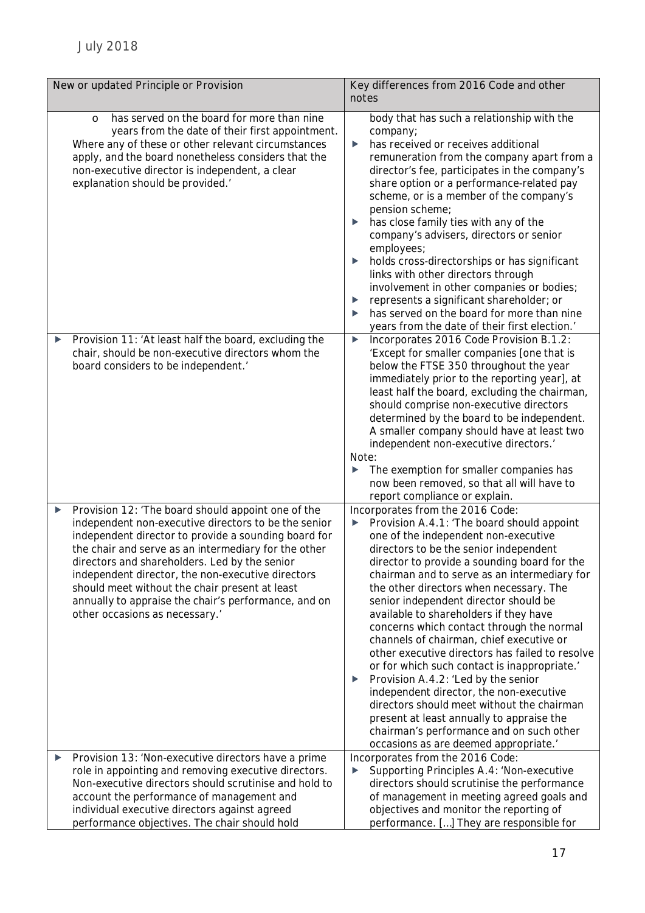| New or updated Principle or Provision | Key differences from 2016 Code and other notes |
|---|---|
| ○ has served on the board for more than nine years from the date of their first appointment.<br>Where any of these or other relevant circumstances apply, and the board nonetheless considers that the non-executive director is independent, a clear explanation should be provided.' | body that has such a relationship with the company;<br>▶ has received or receives additional remuneration from the company apart from a director's fee, participates in the company's share option or a performance-related pay scheme, or is a member of the company's pension scheme;<br>▶ has close family ties with any of the company's advisers, directors or senior employees;<br>▶ holds cross-directorships or has significant links with other directors through involvement in other companies or bodies;<br>▶ represents a significant shareholder; or<br>▶ has served on the board for more than nine years from the date of their first election.' |
| ▶ Provision 11: 'At least half the board, excluding the chair, should be non-executive directors whom the board considers to be independent.' | ▶ Incorporates 2016 Code Provision B.1.2: 'Except for smaller companies [one that is below the FTSE 350 throughout the year immediately prior to the reporting year], at least half the board, excluding the chairman, should comprise non-executive directors determined by the board to be independent. A smaller company should have at least two independent non-executive directors.'<br>Note:<br>▶ The exemption for smaller companies has now been removed, so that all will have to report compliance or explain. |
| ▶ Provision 12: 'The board should appoint one of the independent non-executive directors to be the senior independent director to provide a sounding board for the chair and serve as an intermediary for the other directors and shareholders. Led by the senior independent director, the non-executive directors should meet without the chair present at least annually to appraise the chair's performance, and on other occasions as necessary.' | Incorporates from the 2016 Code:<br>▶ Provision A.4.1: 'The board should appoint one of the independent non-executive directors to be the senior independent director to provide a sounding board for the chairman and to serve as an intermediary for the other directors when necessary. The senior independent director should be available to shareholders if they have concerns which contact through the normal channels of chairman, chief executive or other executive directors has failed to resolve or for which such contact is inappropriate.'<br>▶ Provision A.4.2: 'Led by the senior independent director, the non-executive directors should meet without the chairman present at least annually to appraise the chairman's performance and on such other occasions as are deemed appropriate.' |
| ▶ Provision 13: 'Non-executive directors have a prime role in appointing and removing executive directors. Non-executive directors should scrutinise and hold to account the performance of management and individual executive directors against agreed performance objectives. The chair should hold | Incorporates from the 2016 Code:<br>▶ Supporting Principles A.4: 'Non-executive directors should scrutinise the performance of management in meeting agreed goals and objectives and monitor the reporting of performance. […] They are responsible for |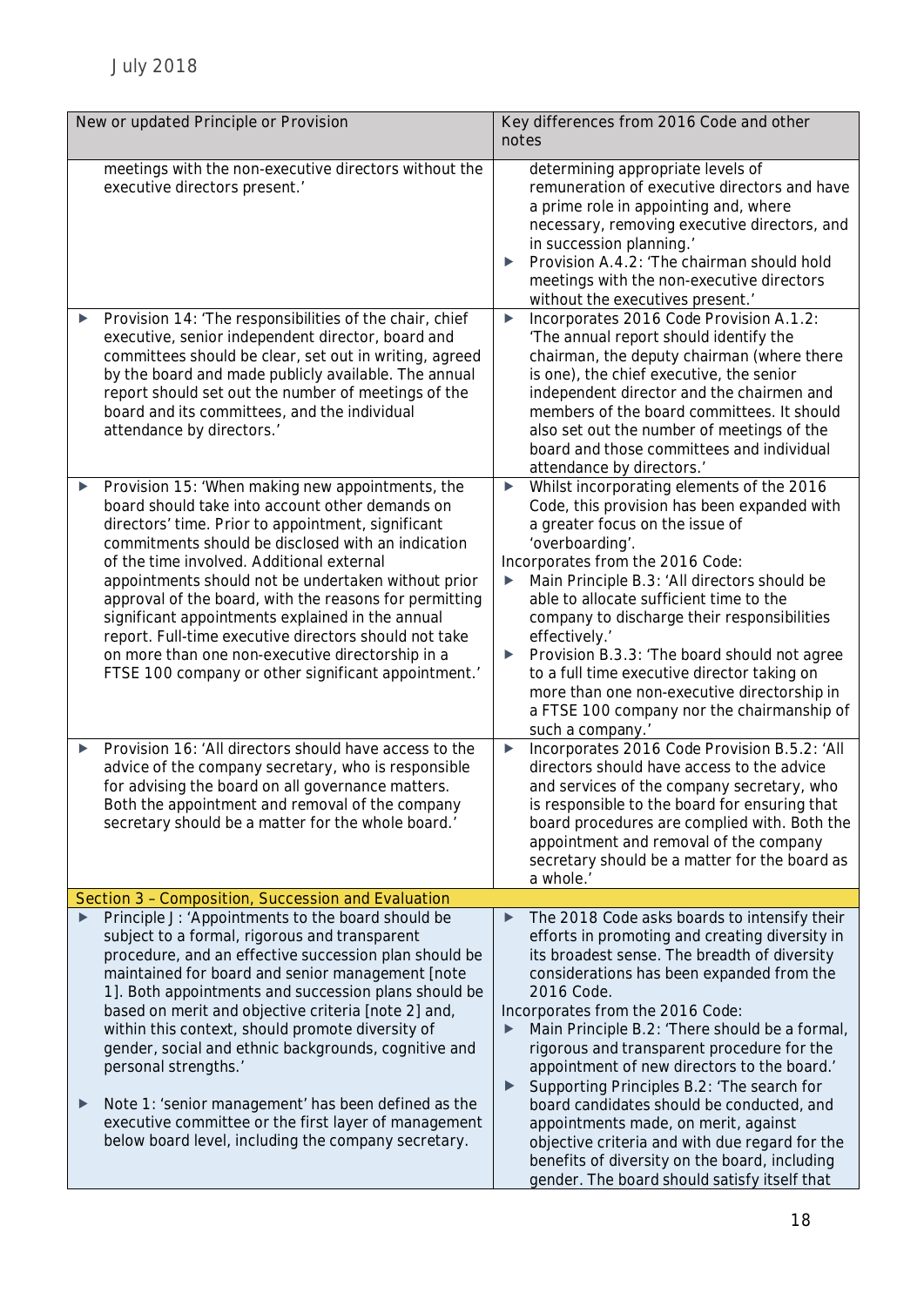| New or updated Principle or Provision | Key differences from 2016 Code and other notes |
|---|---|
| meetings with the non-executive directors without the executive directors present.' | determining appropriate levels of remuneration of executive directors and have a prime role in appointing and, where necessary, removing executive directors, and in succession planning.'<br>▶ Provision A.4.2: 'The chairman should hold meetings with the non-executive directors without the executives present.' |
| ▶ Provision 14: 'The responsibilities of the chair, chief executive, senior independent director, board and committees should be clear, set out in writing, agreed by the board and made publicly available. The annual report should set out the number of meetings of the board and its committees, and the individual attendance by directors.' | ▶ Incorporates 2016 Code Provision A.1.2: 'The annual report should identify the chairman, the deputy chairman (where there is one), the chief executive, the senior independent director and the chairmen and members of the board committees. It should also set out the number of meetings of the board and those committees and individual attendance by directors.' |
| ▶ Provision 15: 'When making new appointments, the board should take into account other demands on directors' time. Prior to appointment, significant commitments should be disclosed with an indication of the time involved. Additional external appointments should not be undertaken without prior approval of the board, with the reasons for permitting significant appointments explained in the annual report. Full-time executive directors should not take on more than one non-executive directorship in a FTSE 100 company or other significant appointment.' | ▶ Whilst incorporating elements of the 2016 Code, this provision has been expanded with a greater focus on the issue of 'overboarding'.<br>Incorporates from the 2016 Code:<br>▶ Main Principle B.3: 'All directors should be able to allocate sufficient time to the company to discharge their responsibilities effectively.'<br>▶ Provision B.3.3: 'The board should not agree to a full time executive director taking on more than one non-executive directorship in a FTSE 100 company nor the chairmanship of such a company.' |
| ▶ Provision 16: 'All directors should have access to the advice of the company secretary, who is responsible for advising the board on all governance matters. Both the appointment and removal of the company secretary should be a matter for the whole board.' | ▶ Incorporates 2016 Code Provision B.5.2: 'All directors should have access to the advice and services of the company secretary, who is responsible to the board for ensuring that board procedures are complied with. Both the appointment and removal of the company secretary should be a matter for the board as a whole.' |
| **Section 3 – Composition, Succession and Evaluation** | |
| ▶ Principle J: 'Appointments to the board should be subject to a formal, rigorous and transparent procedure, and an effective succession plan should be maintained for board and senior management [note 1]. Both appointments and succession plans should be based on merit and objective criteria [note 2] and, within this context, should promote diversity of gender, social and ethnic backgrounds, cognitive and personal strengths.'<br><br>▶ Note 1: 'senior management' has been defined as the executive committee or the first layer of management below board level, including the company secretary. | ▶ The 2018 Code asks boards to intensify their efforts in promoting and creating diversity in its broadest sense. The breadth of diversity considerations has been expanded from the 2016 Code.<br>Incorporates from the 2016 Code:<br>▶ Main Principle B.2: 'There should be a formal, rigorous and transparent procedure for the appointment of new directors to the board.'<br>▶ Supporting Principles B.2: 'The search for board candidates should be conducted, and appointments made, on merit, against objective criteria and with due regard for the benefits of diversity on the board, including gender. The board should satisfy itself that |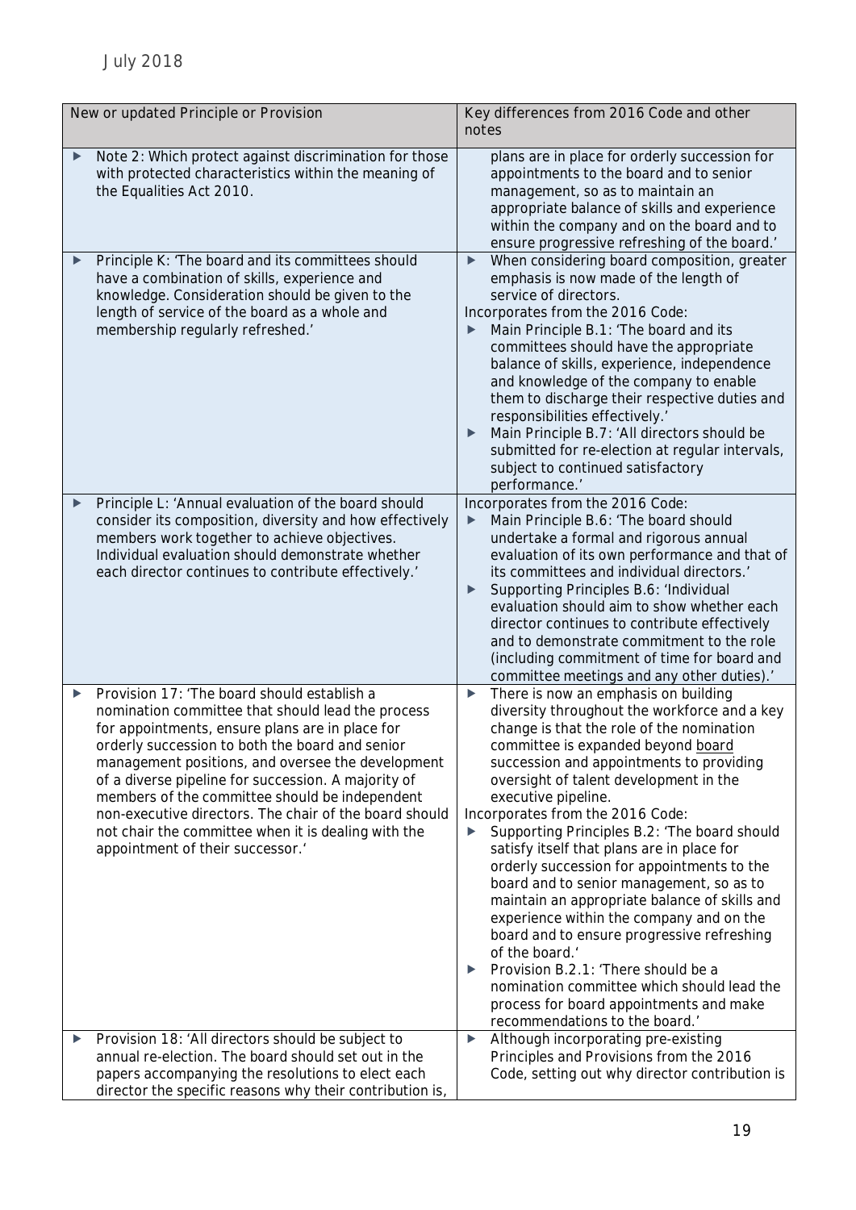| New or updated Principle or Provision | Key differences from 2016 Code and other notes |
|---|---|
| ▶ Note 2: Which protect against discrimination for those with protected characteristics within the meaning of the Equalities Act 2010. | plans are in place for orderly succession for appointments to the board and to senior management, so as to maintain an appropriate balance of skills and experience within the company and on the board and to ensure progressive refreshing of the board.' |
| ▶ Principle K: 'The board and its committees should have a combination of skills, experience and knowledge. Consideration should be given to the length of service of the board as a whole and membership regularly refreshed.' | ▶ When considering board composition, greater emphasis is now made of the length of service of directors.<br>Incorporates from the 2016 Code:<br>▶ Main Principle B.1: 'The board and its committees should have the appropriate balance of skills, experience, independence and knowledge of the company to enable them to discharge their respective duties and responsibilities effectively.'<br>▶ Main Principle B.7: 'All directors should be submitted for re-election at regular intervals, subject to continued satisfactory performance.' |
| ▶ Principle L: 'Annual evaluation of the board should consider its composition, diversity and how effectively members work together to achieve objectives. Individual evaluation should demonstrate whether each director continues to contribute effectively.' | Incorporates from the 2016 Code:<br>▶ Main Principle B.6: 'The board should undertake a formal and rigorous annual evaluation of its own performance and that of its committees and individual directors.'<br>▶ Supporting Principles B.6: 'Individual evaluation should aim to show whether each director continues to contribute effectively and to demonstrate commitment to the role (including commitment of time for board and committee meetings and any other duties).' |
| ▶ Provision 17: 'The board should establish a nomination committee that should lead the process for appointments, ensure plans are in place for orderly succession to both the board and senior management positions, and oversee the development of a diverse pipeline for succession. A majority of members of the committee should be independent non-executive directors. The chair of the board should not chair the committee when it is dealing with the appointment of their successor.' | ▶ There is now an emphasis on building diversity throughout the workforce and a key change is that the role of the nomination committee is expanded beyond <u>board</u> succession and appointments to providing oversight of talent development in the executive pipeline.<br>Incorporates from the 2016 Code:<br>▶ Supporting Principles B.2: 'The board should satisfy itself that plans are in place for orderly succession for appointments to the board and to senior management, so as to maintain an appropriate balance of skills and experience within the company and on the board and to ensure progressive refreshing of the board.'<br>▶ Provision B.2.1: 'There should be a nomination committee which should lead the process for board appointments and make recommendations to the board.' |
| ▶ Provision 18: 'All directors should be subject to annual re-election. The board should set out in the papers accompanying the resolutions to elect each director the specific reasons why their contribution is, | ▶ Although incorporating pre-existing Principles and Provisions from the 2016 Code, setting out why director contribution is |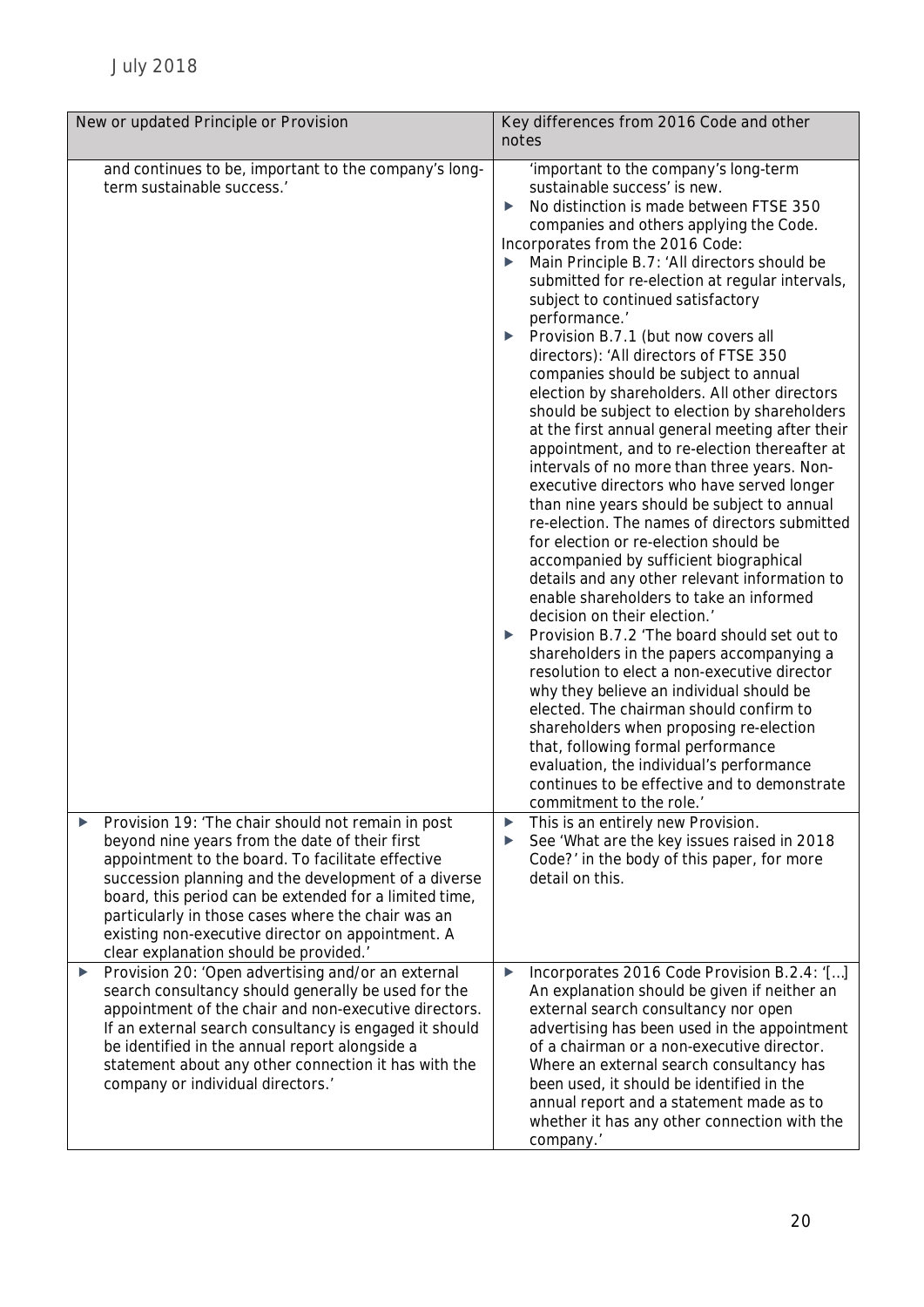| New or updated Principle or Provision | Key differences from 2016 Code and other notes |
| --- | --- |
| and continues to be, important to the company's long-term sustainable success.' | 'important to the company's long-term sustainable success' is new.<br>▶ No distinction is made between FTSE 350 companies and others applying the Code.<br>Incorporates from the 2016 Code:<br>▶ Main Principle B.7: 'All directors should be submitted for re-election at regular intervals, subject to continued satisfactory performance.'<br>▶ Provision B.7.1 (but now covers all directors): 'All directors of FTSE 350 companies should be subject to annual election by shareholders. All other directors should be subject to election by shareholders at the first annual general meeting after their appointment, and to re-election thereafter at intervals of no more than three years. Non-executive directors who have served longer than nine years should be subject to annual re-election. The names of directors submitted for election or re-election should be accompanied by sufficient biographical details and any other relevant information to enable shareholders to take an informed decision on their election.'<br>▶ Provision B.7.2 'The board should set out to shareholders in the papers accompanying a resolution to elect a non-executive director why they believe an individual should be elected. The chairman should confirm to shareholders when proposing re-election that, following formal performance evaluation, the individual's performance continues to be effective and to demonstrate commitment to the role.' |
| ▶ Provision 19: 'The chair should not remain in post beyond nine years from the date of their first appointment to the board. To facilitate effective succession planning and the development of a diverse board, this period can be extended for a limited time, particularly in those cases where the chair was an existing non-executive director on appointment. A clear explanation should be provided.' | ▶ This is an entirely new Provision.<br>▶ See 'What are the key issues raised in 2018 Code?' in the body of this paper, for more detail on this. |
| ▶ Provision 20: 'Open advertising and/or an external search consultancy should generally be used for the appointment of the chair and non-executive directors. If an external search consultancy is engaged it should be identified in the annual report alongside a statement about any other connection it has with the company or individual directors.' | ▶ Incorporates 2016 Code Provision B.2.4: '[…] An explanation should be given if neither an external search consultancy nor open advertising has been used in the appointment of a chairman or a non-executive director. Where an external search consultancy has been used, it should be identified in the annual report and a statement made as to whether it has any other connection with the company.' |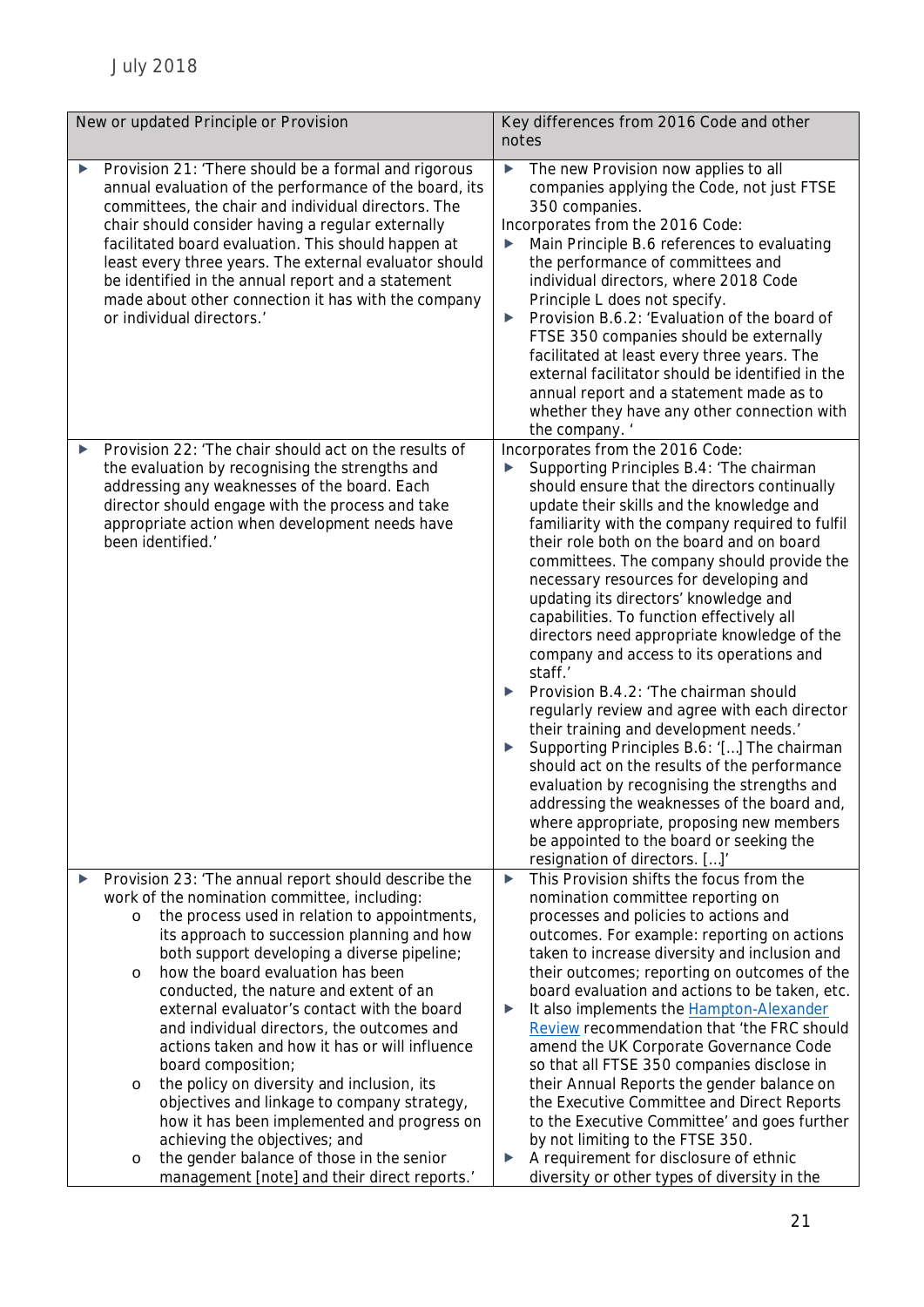| New or updated Principle or Provision | Key differences from 2016 Code and other notes |
|---|---|
| ▶ Provision 21: 'There should be a formal and rigorous annual evaluation of the performance of the board, its committees, the chair and individual directors. The chair should consider having a regular externally facilitated board evaluation. This should happen at least every three years. The external evaluator should be identified in the annual report and a statement made about other connection it has with the company or individual directors.' | ▶ The new Provision now applies to all companies applying the Code, not just FTSE 350 companies.<br>Incorporates from the 2016 Code:<br>▶ Main Principle B.6 references to evaluating the performance of committees and individual directors, where 2018 Code Principle L does not specify.<br>▶ Provision B.6.2: 'Evaluation of the board of FTSE 350 companies should be externally facilitated at least every three years. The external facilitator should be identified in the annual report and a statement made as to whether they have any other connection with the company. ' |
| ▶ Provision 22: 'The chair should act on the results of the evaluation by recognising the strengths and addressing any weaknesses of the board. Each director should engage with the process and take appropriate action when development needs have been identified.' | Incorporates from the 2016 Code:<br>▶ Supporting Principles B.4: 'The chairman should ensure that the directors continually update their skills and the knowledge and familiarity with the company required to fulfil their role both on the board and on board committees. The company should provide the necessary resources for developing and updating its directors' knowledge and capabilities. To function effectively all directors need appropriate knowledge of the company and access to its operations and staff.'<br>▶ Provision B.4.2: 'The chairman should regularly review and agree with each director their training and development needs.'<br>▶ Supporting Principles B.6: '[…] The chairman should act on the results of the performance evaluation by recognising the strengths and addressing the weaknesses of the board and, where appropriate, proposing new members be appointed to the board or seeking the resignation of directors. […]' |
| ▶ Provision 23: 'The annual report should describe the work of the nomination committee, including:<br>o the process used in relation to appointments, its approach to succession planning and how both support developing a diverse pipeline;<br>o how the board evaluation has been conducted, the nature and extent of an external evaluator's contact with the board and individual directors, the outcomes and actions taken and how it has or will influence board composition;<br>o the policy on diversity and inclusion, its objectives and linkage to company strategy, how it has been implemented and progress on achieving the objectives; and<br>o the gender balance of those in the senior management [note] and their direct reports.' | ▶ This Provision shifts the focus from the nomination committee reporting on processes and policies to actions and outcomes. For example: reporting on actions taken to increase diversity and inclusion and their outcomes; reporting on outcomes of the board evaluation and actions to be taken, etc.<br>▶ It also implements the Hampton-Alexander Review recommendation that 'the FRC should amend the UK Corporate Governance Code so that all FTSE 350 companies disclose in their Annual Reports the gender balance on the Executive Committee and Direct Reports to the Executive Committee' and goes further by not limiting to the FTSE 350.<br>▶ A requirement for disclosure of ethnic diversity or other types of diversity in the |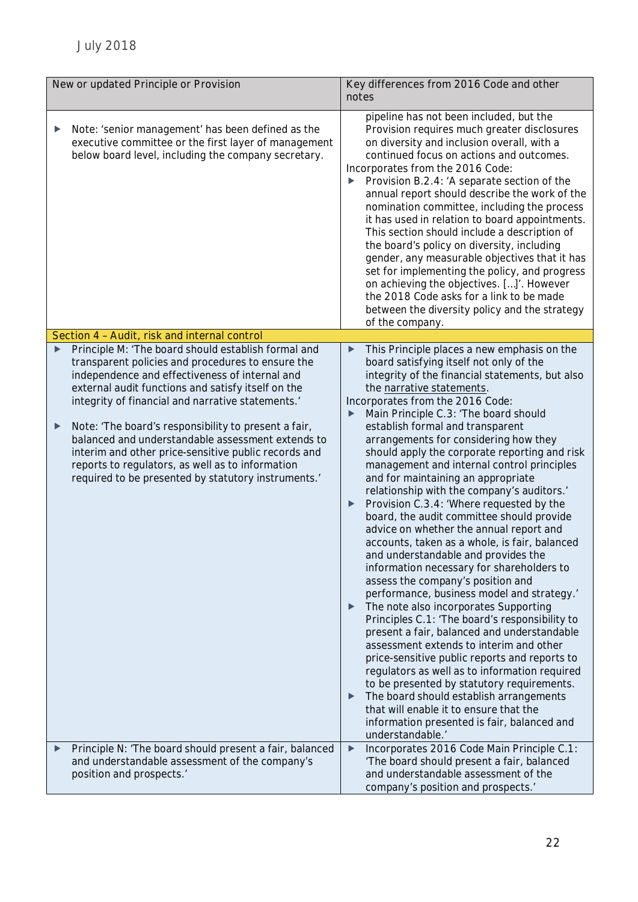| New or updated Principle or Provision | Key differences from 2016 Code and other notes |
|---|---|
| ▶ Note: 'senior management' has been defined as the executive committee or the first layer of management below board level, including the company secretary. | pipeline has not been included, but the Provision requires much greater disclosures on diversity and inclusion overall, with a continued focus on actions and outcomes.<br>Incorporates from the 2016 Code:<br>▶ Provision B.2.4: 'A separate section of the annual report should describe the work of the nomination committee, including the process it has used in relation to board appointments. This section should include a description of the board's policy on diversity, including gender, any measurable objectives that it has set for implementing the policy, and progress on achieving the objectives. […]'. However the 2018 Code asks for a link to be made between the diversity policy and the strategy of the company. |
| **Section 4 – Audit, risk and internal control** | |
| ▶ Principle M: 'The board should establish formal and transparent policies and procedures to ensure the independence and effectiveness of internal and external audit functions and satisfy itself on the integrity of financial and narrative statements.'<br>▶ Note: 'The board's responsibility to present a fair, balanced and understandable assessment extends to interim and other price-sensitive public records and reports to regulators, as well as to information required to be presented by statutory instruments.' | ▶ This Principle places a new emphasis on the board satisfying itself not only of the integrity of the financial statements, but also the narrative statements.<br>Incorporates from the 2016 Code:<br>▶ Main Principle C.3: 'The board should establish formal and transparent arrangements for considering how they should apply the corporate reporting and risk management and internal control principles and for maintaining an appropriate relationship with the company's auditors.'<br>▶ Provision C.3.4: 'Where requested by the board, the audit committee should provide advice on whether the annual report and accounts, taken as a whole, is fair, balanced and understandable and provides the information necessary for shareholders to assess the company's position and performance, business model and strategy.'<br>▶ The note also incorporates Supporting Principles C.1: 'The board's responsibility to present a fair, balanced and understandable assessment extends to interim and other price-sensitive public reports and reports to regulators as well as to information required to be presented by statutory requirements.<br>▶ The board should establish arrangements that will enable it to ensure that the information presented is fair, balanced and understandable.' |
| ▶ Principle N: 'The board should present a fair, balanced and understandable assessment of the company's position and prospects.' | ▶ Incorporates 2016 Code Main Principle C.1: 'The board should present a fair, balanced and understandable assessment of the company's position and prospects.' |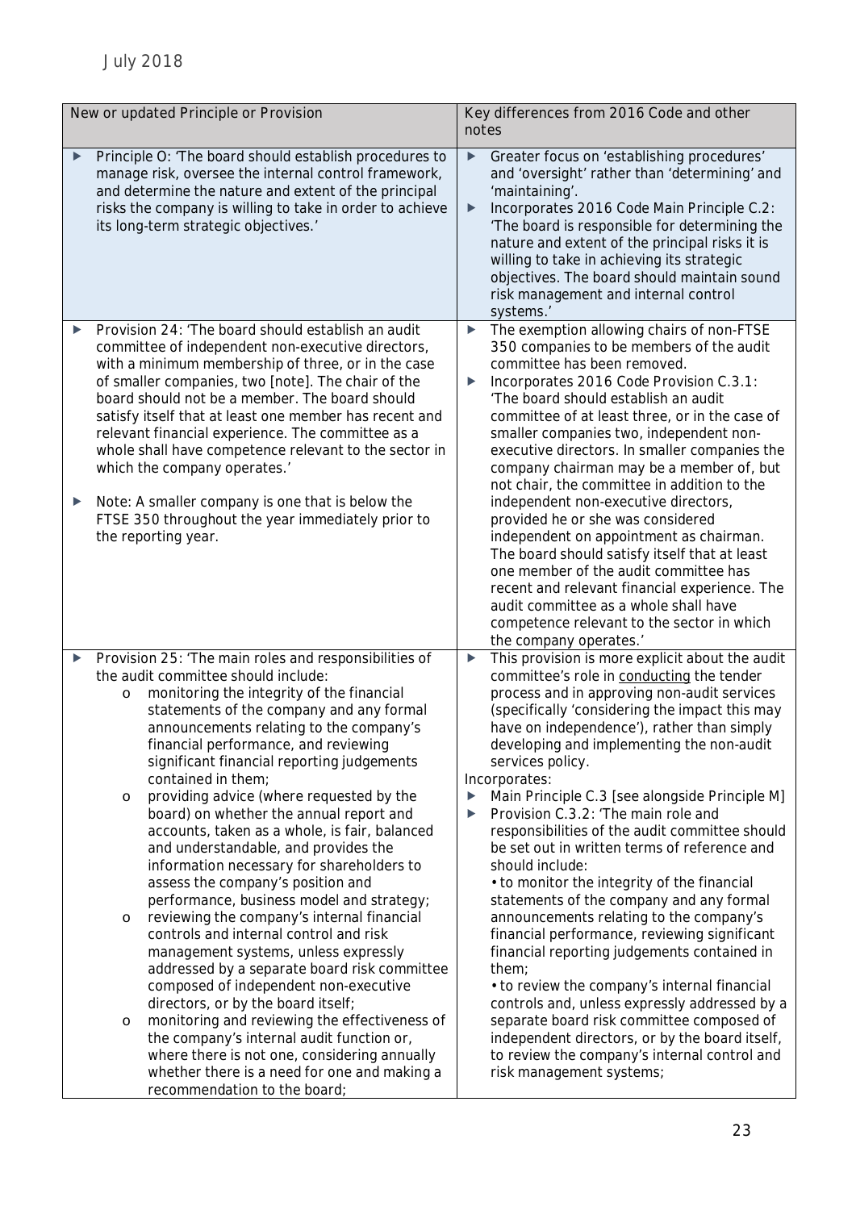| New or updated Principle or Provision | Key differences from 2016 Code and other notes |
|---|---|
| ▶ Principle O: 'The board should establish procedures to manage risk, oversee the internal control framework, and determine the nature and extent of the principal risks the company is willing to take in order to achieve its long-term strategic objectives.' | ▶ Greater focus on 'establishing procedures' and 'oversight' rather than 'determining' and 'maintaining'.<br>▶ Incorporates 2016 Code Main Principle C.2: 'The board is responsible for determining the nature and extent of the principal risks it is willing to take in achieving its strategic objectives. The board should maintain sound risk management and internal control systems.' |
| ▶ Provision 24: 'The board should establish an audit committee of independent non-executive directors, with a minimum membership of three, or in the case of smaller companies, two [note]. The chair of the board should not be a member. The board should satisfy itself that at least one member has recent and relevant financial experience. The committee as a whole shall have competence relevant to the sector in which the company operates.'<br><br>▶ Note: A smaller company is one that is below the FTSE 350 throughout the year immediately prior to the reporting year. | ▶ The exemption allowing chairs of non-FTSE 350 companies to be members of the audit committee has been removed.<br>▶ Incorporates 2016 Code Provision C.3.1: 'The board should establish an audit committee of at least three, or in the case of smaller companies two, independent non-executive directors. In smaller companies the company chairman may be a member of, but not chair, the committee in addition to the independent non-executive directors, provided he or she was considered independent on appointment as chairman. The board should satisfy itself that at least one member of the audit committee has recent and relevant financial experience. The audit committee as a whole shall have competence relevant to the sector in which the company operates.' |
| ▶ Provision 25: 'The main roles and responsibilities of the audit committee should include:<br>o monitoring the integrity of the financial statements of the company and any formal announcements relating to the company's financial performance, and reviewing significant financial reporting judgements contained in them;<br>o providing advice (where requested by the board) on whether the annual report and accounts, taken as a whole, is fair, balanced and understandable, and provides the information necessary for shareholders to assess the company's position and performance, business model and strategy;<br>o reviewing the company's internal financial controls and internal control and risk management systems, unless expressly addressed by a separate board risk committee composed of independent non-executive directors, or by the board itself;<br>o monitoring and reviewing the effectiveness of the company's internal audit function or, where there is not one, considering annually whether there is a need for one and making a recommendation to the board; | ▶ This provision is more explicit about the audit committee's role in conducting the tender process and in approving non-audit services (specifically 'considering the impact this may have on independence'), rather than simply developing and implementing the non-audit services policy.<br>Incorporates:<br>▶ Main Principle C.3 [see alongside Principle M]<br>▶ Provision C.3.2: 'The main role and responsibilities of the audit committee should be set out in written terms of reference and should include:<br>• to monitor the integrity of the financial statements of the company and any formal announcements relating to the company's financial performance, reviewing significant financial reporting judgements contained in them;<br>• to review the company's internal financial controls and, unless expressly addressed by a separate board risk committee composed of independent directors, or by the board itself, to review the company's internal control and risk management systems; |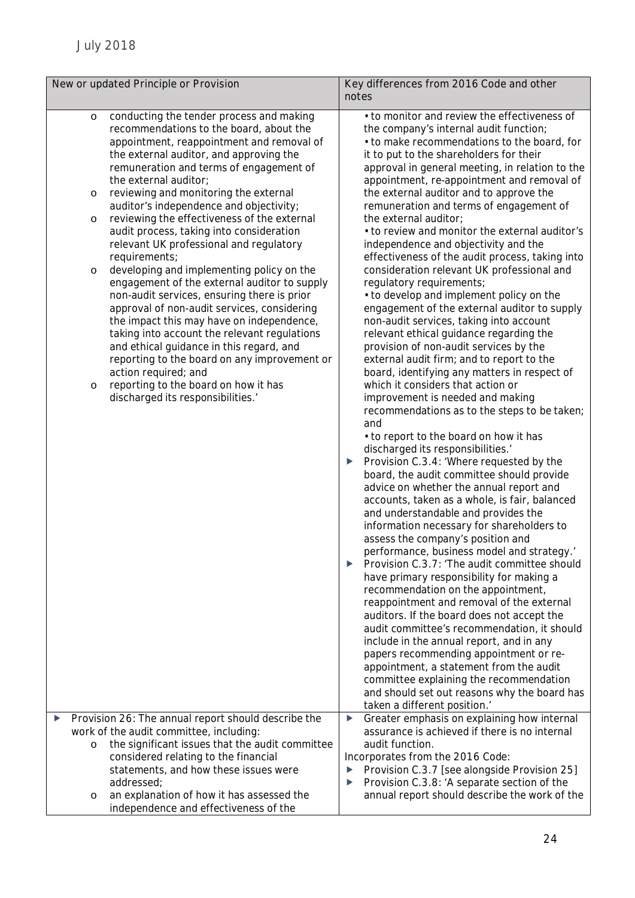| New or updated Principle or Provision | Key differences from 2016 Code and other notes |
|---|---|
| o conducting the tender process and making recommendations to the board, about the appointment, reappointment and removal of the external auditor, and approving the remuneration and terms of engagement of the external auditor;<br>o reviewing and monitoring the external auditor's independence and objectivity;<br>o reviewing the effectiveness of the external audit process, taking into consideration relevant UK professional and regulatory requirements;<br>o developing and implementing policy on the engagement of the external auditor to supply non-audit services, ensuring there is prior approval of non-audit services, considering the impact this may have on independence, taking into account the relevant regulations and ethical guidance in this regard, and reporting to the board on any improvement or action required; and<br>o reporting to the board on how it has discharged its responsibilities.' | • to monitor and review the effectiveness of the company's internal audit function;<br>• to make recommendations to the board, for it to put to the shareholders for their approval in general meeting, in relation to the appointment, re-appointment and removal of the external auditor and to approve the remuneration and terms of engagement of the external auditor;<br>• to review and monitor the external auditor's independence and objectivity and the effectiveness of the audit process, taking into consideration relevant UK professional and regulatory requirements;<br>• to develop and implement policy on the engagement of the external auditor to supply non-audit services, taking into account relevant ethical guidance regarding the provision of non-audit services by the external audit firm; and to report to the board, identifying any matters in respect of which it considers that action or improvement is needed and making recommendations as to the steps to be taken; and<br>• to report to the board on how it has discharged its responsibilities.'<br>▶ Provision C.3.4: 'Where requested by the board, the audit committee should provide advice on whether the annual report and accounts, taken as a whole, is fair, balanced and understandable and provides the information necessary for shareholders to assess the company's position and performance, business model and strategy.'<br>▶ Provision C.3.7: 'The audit committee should have primary responsibility for making a recommendation on the appointment, reappointment and removal of the external auditors. If the board does not accept the audit committee's recommendation, it should include in the annual report, and in any papers recommending appointment or re-appointment, a statement from the audit committee explaining the recommendation and should set out reasons why the board has taken a different position.' |
| ▶ Provision 26: The annual report should describe the work of the audit committee, including:<br>o the significant issues that the audit committee considered relating to the financial statements, and how these issues were addressed;<br>o an explanation of how it has assessed the independence and effectiveness of the | ▶ Greater emphasis on explaining how internal assurance is achieved if there is no internal audit function.<br>Incorporates from the 2016 Code:<br>▶ Provision C.3.7 [see alongside Provision 25]<br>▶ Provision C.3.8: 'A separate section of the annual report should describe the work of the |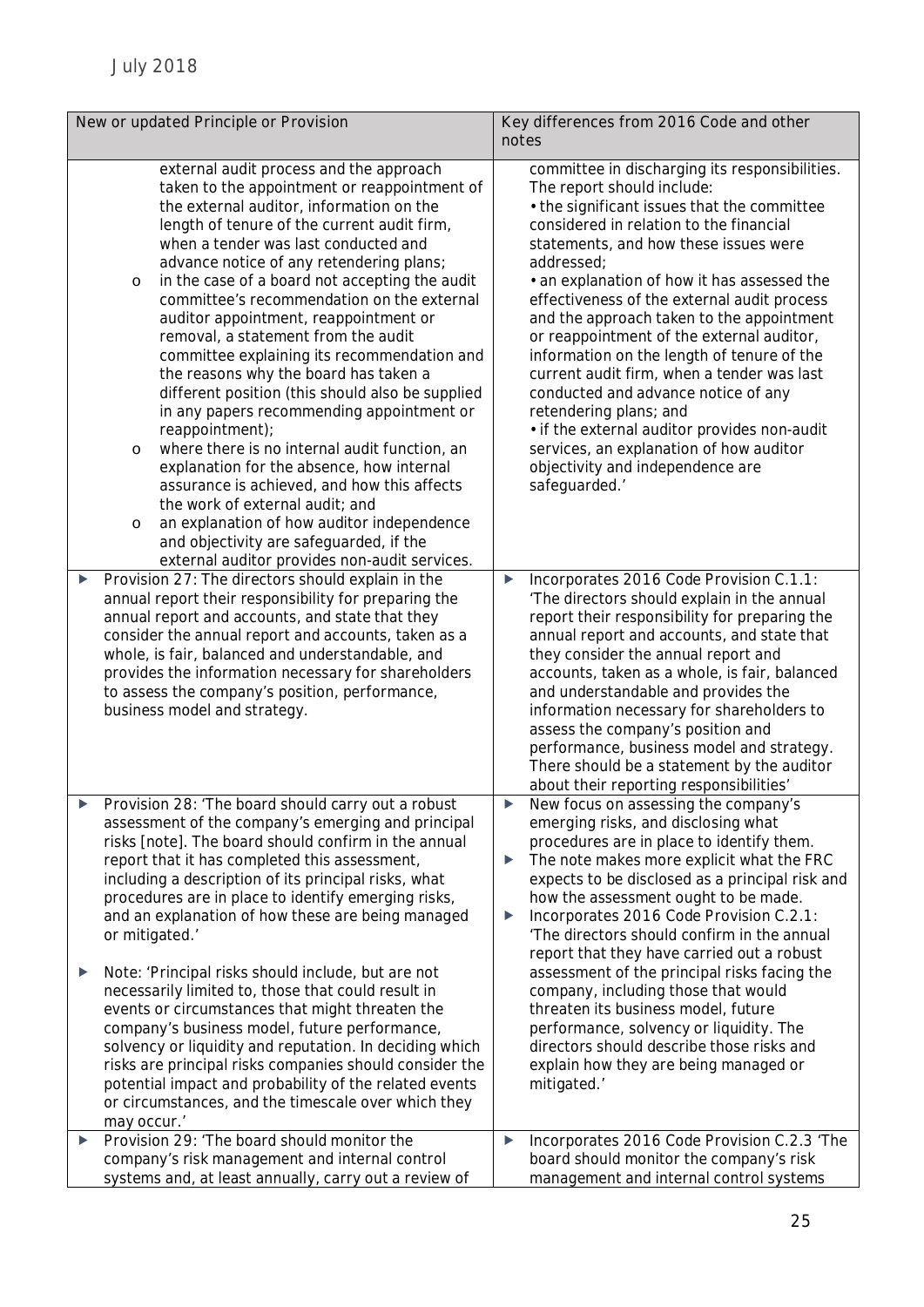| New or updated Principle or Provision | Key differences from 2016 Code and other notes |
|---|---|
| external audit process and the approach taken to the appointment or reappointment of the external auditor, information on the length of tenure of the current audit firm, when a tender was last conducted and advance notice of any retendering plans;<br>o in the case of a board not accepting the audit committee's recommendation on the external auditor appointment, reappointment or removal, a statement from the audit committee explaining its recommendation and the reasons why the board has taken a different position (this should also be supplied in any papers recommending appointment or reappointment);<br>o where there is no internal audit function, an explanation for the absence, how internal assurance is achieved, and how this affects the work of external audit; and<br>o an explanation of how auditor independence and objectivity are safeguarded, if the external auditor provides non-audit services. | committee in discharging its responsibilities. The report should include:<br>• the significant issues that the committee considered in relation to the financial statements, and how these issues were addressed;<br>• an explanation of how it has assessed the effectiveness of the external audit process and the approach taken to the appointment or reappointment of the external auditor, information on the length of tenure of the current audit firm, when a tender was last conducted and advance notice of any retendering plans; and<br>• if the external auditor provides non-audit services, an explanation of how auditor objectivity and independence are safeguarded.' |
| ▶ Provision 27: The directors should explain in the annual report their responsibility for preparing the annual report and accounts, and state that they consider the annual report and accounts, taken as a whole, is fair, balanced and understandable, and provides the information necessary for shareholders to assess the company's position, performance, business model and strategy. | ▶ Incorporates 2016 Code Provision C.1.1: 'The directors should explain in the annual report their responsibility for preparing the annual report and accounts, and state that they consider the annual report and accounts, taken as a whole, is fair, balanced and understandable and provides the information necessary for shareholders to assess the company's position and performance, business model and strategy. There should be a statement by the auditor about their reporting responsibilities' |
| ▶ Provision 28: 'The board should carry out a robust assessment of the company's emerging and principal risks [note]. The board should confirm in the annual report that it has completed this assessment, including a description of its principal risks, what procedures are in place to identify emerging risks, and an explanation of how these are being managed or mitigated.'<br><br>▶ Note: 'Principal risks should include, but are not necessarily limited to, those that could result in events or circumstances that might threaten the company's business model, future performance, solvency or liquidity and reputation. In deciding which risks are principal risks companies should consider the potential impact and probability of the related events or circumstances, and the timescale over which they may occur.' | ▶ New focus on assessing the company's emerging risks, and disclosing what procedures are in place to identify them.<br>▶ The note makes more explicit what the FRC expects to be disclosed as a principal risk and how the assessment ought to be made.<br>▶ Incorporates 2016 Code Provision C.2.1: 'The directors should confirm in the annual report that they have carried out a robust assessment of the principal risks facing the company, including those that would threaten its business model, future performance, solvency or liquidity. The directors should describe those risks and explain how they are being managed or mitigated.' |
| ▶ Provision 29: 'The board should monitor the company's risk management and internal control systems and, at least annually, carry out a review of | ▶ Incorporates 2016 Code Provision C.2.3 'The board should monitor the company's risk management and internal control systems |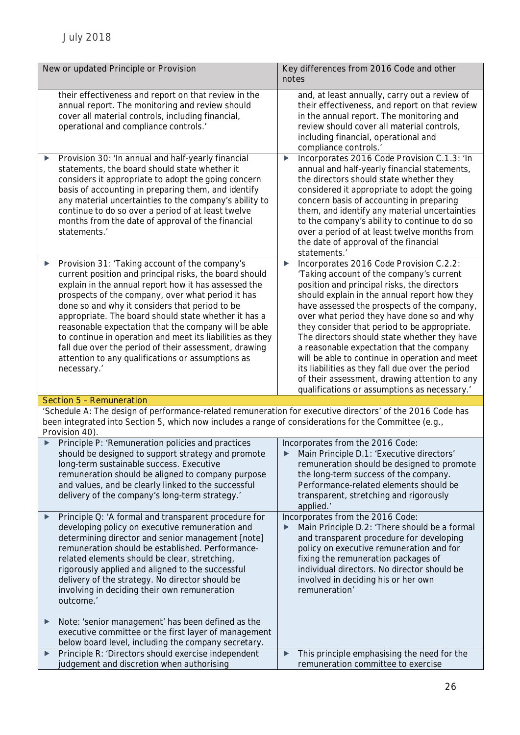July 2018

| New or updated Principle or Provision | Key differences from 2016 Code and other notes |
|---|---|
| their effectiveness and report on that review in the annual report. The monitoring and review should cover all material controls, including financial, operational and compliance controls.' | and, at least annually, carry out a review of their effectiveness, and report on that review in the annual report. The monitoring and review should cover all material controls, including financial, operational and compliance controls.' |
| ▶ Provision 30: 'In annual and half-yearly financial statements, the board should state whether it considers it appropriate to adopt the going concern basis of accounting in preparing them, and identify any material uncertainties to the company's ability to continue to do so over a period of at least twelve months from the date of approval of the financial statements.' | ▶ Incorporates 2016 Code Provision C.1.3: 'In annual and half-yearly financial statements, the directors should state whether they considered it appropriate to adopt the going concern basis of accounting in preparing them, and identify any material uncertainties to the company's ability to continue to do so over a period of at least twelve months from the date of approval of the financial statements.' |
| ▶ Provision 31: 'Taking account of the company's current position and principal risks, the board should explain in the annual report how it has assessed the prospects of the company, over what period it has done so and why it considers that period to be appropriate. The board should state whether it has a reasonable expectation that the company will be able to continue in operation and meet its liabilities as they fall due over the period of their assessment, drawing attention to any qualifications or assumptions as necessary.' | ▶ Incorporates 2016 Code Provision C.2.2: 'Taking account of the company's current position and principal risks, the directors should explain in the annual report how they have assessed the prospects of the company, over what period they have done so and why they consider that period to be appropriate. The directors should state whether they have a reasonable expectation that the company will be able to continue in operation and meet its liabilities as they fall due over the period of their assessment, drawing attention to any qualifications or assumptions as necessary.' |
| **Section 5 – Remuneration** | |
| 'Schedule A: The design of performance-related remuneration for executive directors' of the 2016 Code has been integrated into Section 5, which now includes a range of considerations for the Committee (e.g., Provision 40). | |
| ▶ Principle P: 'Remuneration policies and practices should be designed to support strategy and promote long-term sustainable success. Executive remuneration should be aligned to company purpose and values, and be clearly linked to the successful delivery of the company's long-term strategy.' | Incorporates from the 2016 Code:<br>▶ Main Principle D.1: 'Executive directors' remuneration should be designed to promote the long-term success of the company. Performance-related elements should be transparent, stretching and rigorously applied.' |
| ▶ Principle Q: 'A formal and transparent procedure for developing policy on executive remuneration and determining director and senior management [note] remuneration should be established. Performance-related elements should be clear, stretching, rigorously applied and aligned to the successful delivery of the strategy. No director should be involving in deciding their own remuneration outcome.'<br><br>▶ Note: 'senior management' has been defined as the executive committee or the first layer of management below board level, including the company secretary. | Incorporates from the 2016 Code:<br>▶ Main Principle D.2: 'There should be a formal and transparent procedure for developing policy on executive remuneration and for fixing the remuneration packages of individual directors. No director should be involved in deciding his or her own remuneration' |
| ▶ Principle R: 'Directors should exercise independent judgement and discretion when authorising | ▶ This principle emphasising the need for the remuneration committee to exercise |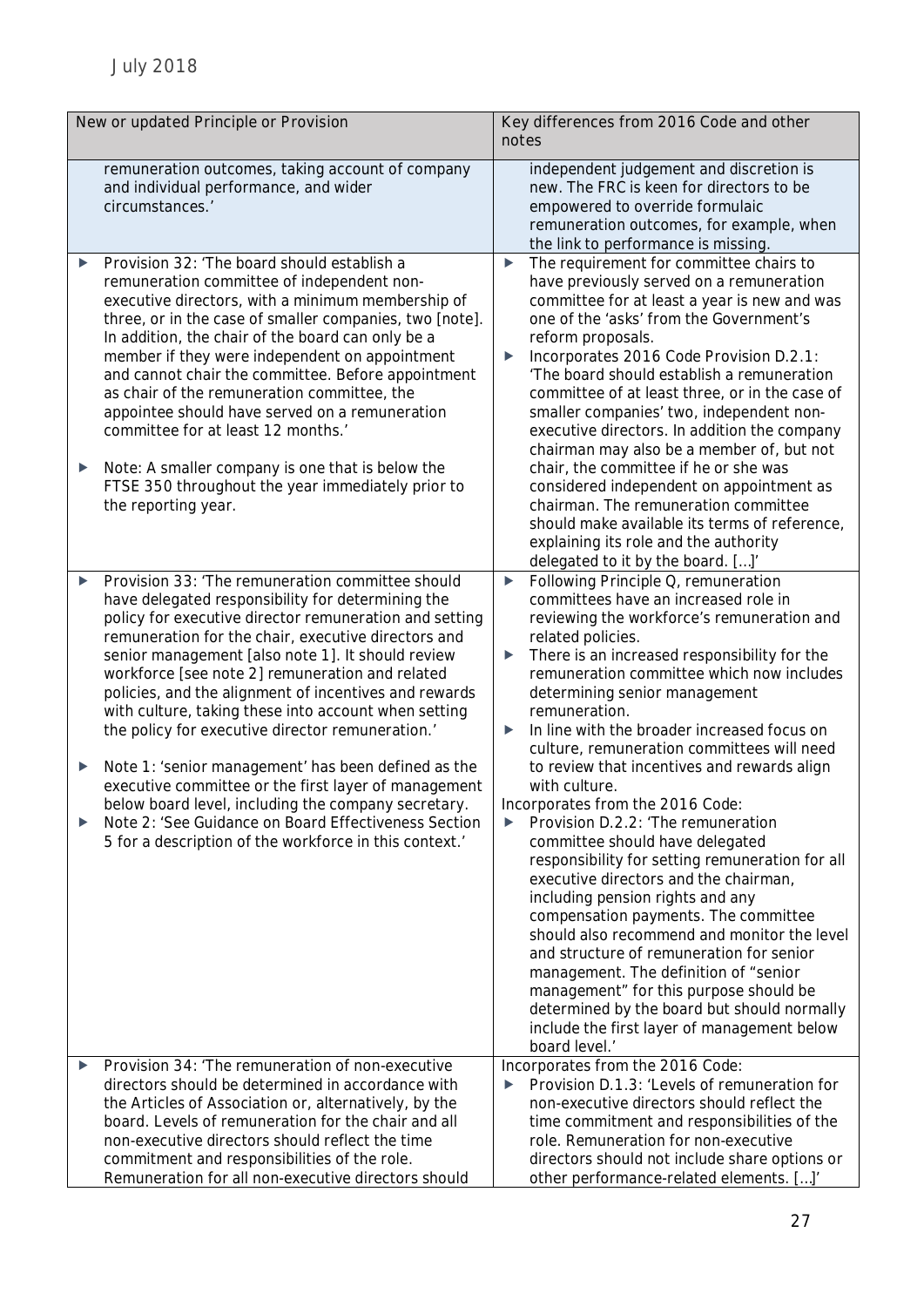| New or updated Principle or Provision | Key differences from 2016 Code and other notes |
|---|---|
| remuneration outcomes, taking account of company and individual performance, and wider circumstances.' | independent judgement and discretion is new. The FRC is keen for directors to be empowered to override formulaic remuneration outcomes, for example, when the link to performance is missing. |
| ▶ Provision 32: 'The board should establish a remuneration committee of independent non-executive directors, with a minimum membership of three, or in the case of smaller companies, two [note]. In addition, the chair of the board can only be a member if they were independent on appointment and cannot chair the committee. Before appointment as chair of the remuneration committee, the appointee should have served on a remuneration committee for at least 12 months.'<br>▶ Note: A smaller company is one that is below the FTSE 350 throughout the year immediately prior to the reporting year. | ▶ The requirement for committee chairs to have previously served on a remuneration committee for at least a year is new and was one of the 'asks' from the Government's reform proposals.<br>▶ Incorporates 2016 Code Provision D.2.1: 'The board should establish a remuneration committee of at least three, or in the case of smaller companies' two, independent non-executive directors. In addition the company chairman may also be a member of, but not chair, the committee if he or she was considered independent on appointment as chairman. The remuneration committee should make available its terms of reference, explaining its role and the authority delegated to it by the board. […]' |
| ▶ Provision 33: 'The remuneration committee should have delegated responsibility for determining the policy for executive director remuneration and setting remuneration for the chair, executive directors and senior management [also note 1]. It should review workforce [see note 2] remuneration and related policies, and the alignment of incentives and rewards with culture, taking these into account when setting the policy for executive director remuneration.'<br>▶ Note 1: 'senior management' has been defined as the executive committee or the first layer of management below board level, including the company secretary.<br>▶ Note 2: 'See Guidance on Board Effectiveness Section 5 for a description of the workforce in this context.' | ▶ Following Principle Q, remuneration committees have an increased role in reviewing the workforce's remuneration and related policies.<br>▶ There is an increased responsibility for the remuneration committee which now includes determining senior management remuneration.<br>▶ In line with the broader increased focus on culture, remuneration committees will need to review that incentives and rewards align with culture.<br>Incorporates from the 2016 Code:<br>▶ Provision D.2.2: 'The remuneration committee should have delegated responsibility for setting remuneration for all executive directors and the chairman, including pension rights and any compensation payments. The committee should also recommend and monitor the level and structure of remuneration for senior management. The definition of "senior management" for this purpose should be determined by the board but should normally include the first layer of management below board level.' |
| ▶ Provision 34: 'The remuneration of non-executive directors should be determined in accordance with the Articles of Association or, alternatively, by the board. Levels of remuneration for the chair and all non-executive directors should reflect the time commitment and responsibilities of the role. Remuneration for all non-executive directors should | Incorporates from the 2016 Code:<br>▶ Provision D.1.3: 'Levels of remuneration for non-executive directors should reflect the time commitment and responsibilities of the role. Remuneration for non-executive directors should not include share options or other performance-related elements. […]' |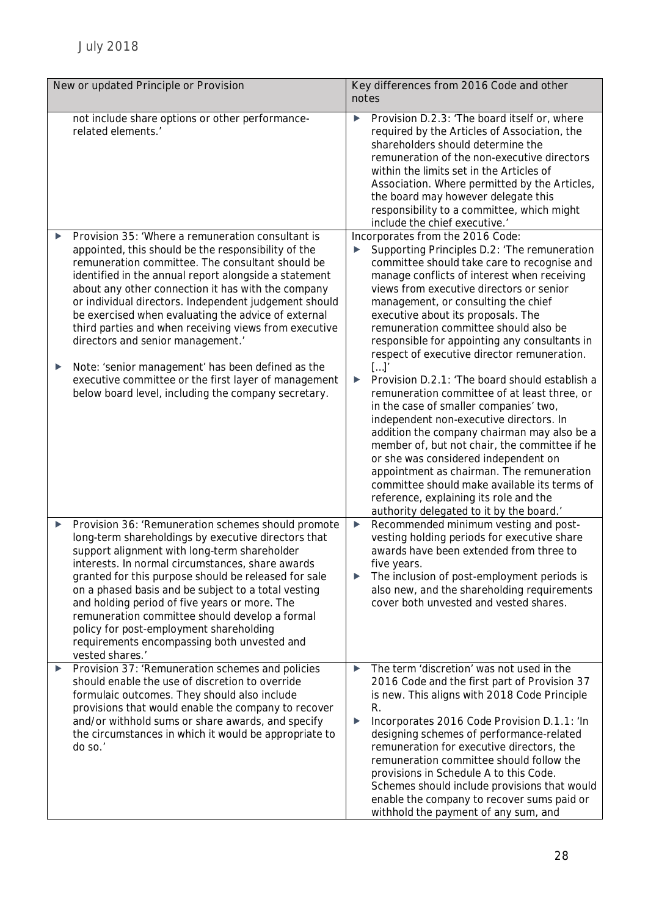| New or updated Principle or Provision | Key differences from 2016 Code and other notes |
|---|---|
| not include share options or other performance-related elements.' | ▶ Provision D.2.3: 'The board itself or, where required by the Articles of Association, the shareholders should determine the remuneration of the non-executive directors within the limits set in the Articles of Association. Where permitted by the Articles, the board may however delegate this responsibility to a committee, which might include the chief executive.' |
| ▶ Provision 35: 'Where a remuneration consultant is appointed, this should be the responsibility of the remuneration committee. The consultant should be identified in the annual report alongside a statement about any other connection it has with the company or individual directors. Independent judgement should be exercised when evaluating the advice of external third parties and when receiving views from executive directors and senior management.'<br>▶ Note: 'senior management' has been defined as the executive committee or the first layer of management below board level, including the company secretary. | Incorporates from the 2016 Code:<br>▶ Supporting Principles D.2: 'The remuneration committee should take care to recognise and manage conflicts of interest when receiving views from executive directors or senior management, or consulting the chief executive about its proposals. The remuneration committee should also be responsible for appointing any consultants in respect of executive director remuneration. […]'<br>▶ Provision D.2.1: 'The board should establish a remuneration committee of at least three, or in the case of smaller companies' two, independent non-executive directors. In addition the company chairman may also be a member of, but not chair, the committee if he or she was considered independent on appointment as chairman. The remuneration committee should make available its terms of reference, explaining its role and the authority delegated to it by the board.' |
| ▶ Provision 36: 'Remuneration schemes should promote long-term shareholdings by executive directors that support alignment with long-term shareholder interests. In normal circumstances, share awards granted for this purpose should be released for sale on a phased basis and be subject to a total vesting and holding period of five years or more. The remuneration committee should develop a formal policy for post-employment shareholding requirements encompassing both unvested and vested shares.' | ▶ Recommended minimum vesting and post-vesting holding periods for executive share awards have been extended from three to five years.<br>▶ The inclusion of post-employment periods is also new, and the shareholding requirements cover both unvested and vested shares. |
| ▶ Provision 37: 'Remuneration schemes and policies should enable the use of discretion to override formulaic outcomes. They should also include provisions that would enable the company to recover and/or withhold sums or share awards, and specify the circumstances in which it would be appropriate to do so.' | ▶ The term 'discretion' was not used in the 2016 Code and the first part of Provision 37 is new. This aligns with 2018 Code Principle R.<br>▶ Incorporates 2016 Code Provision D.1.1: 'In designing schemes of performance-related remuneration for executive directors, the remuneration committee should follow the provisions in Schedule A to this Code. Schemes should include provisions that would enable the company to recover sums paid or withhold the payment of any sum, and |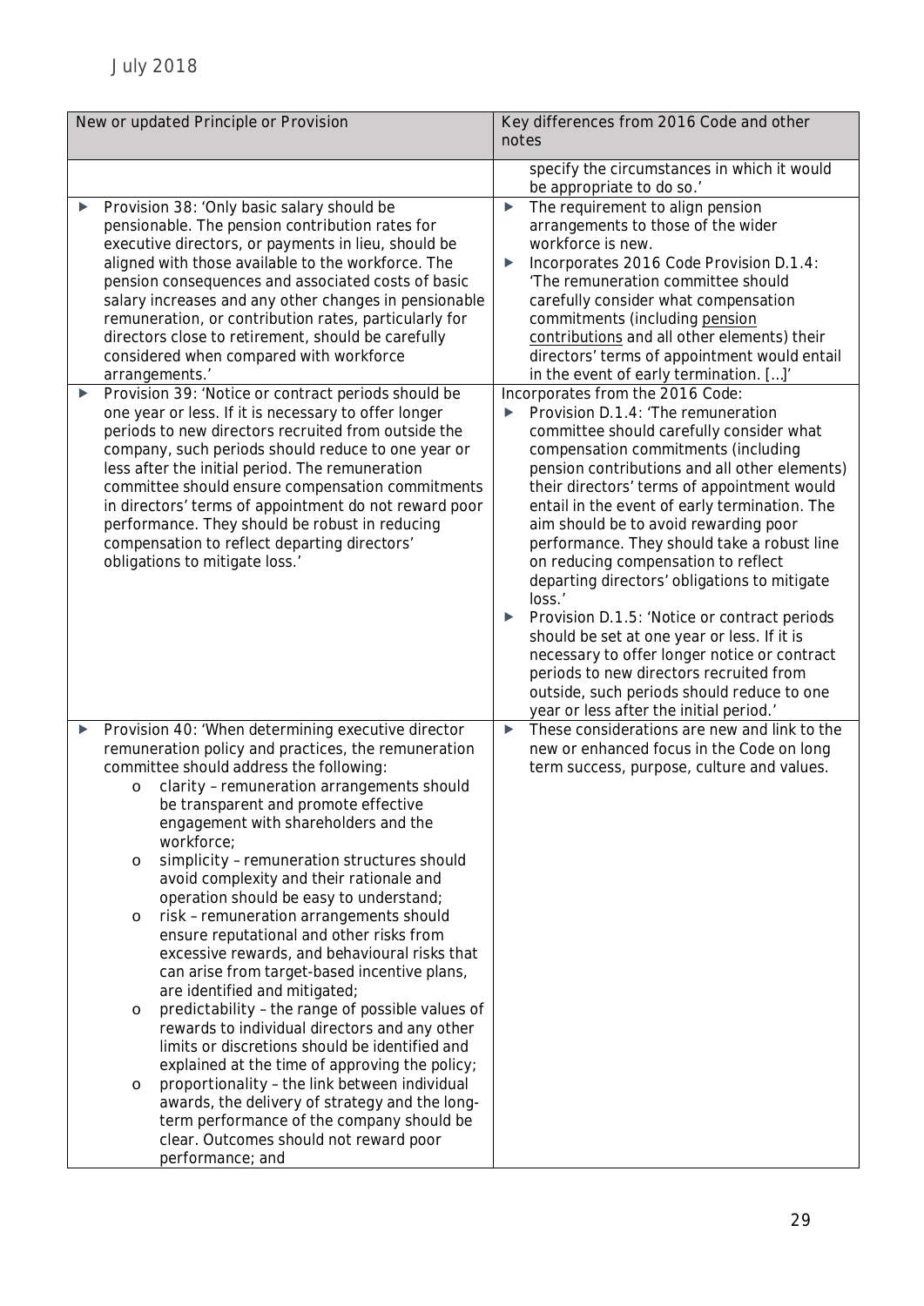July 2018

| New or updated Principle or Provision | Key differences from 2016 Code and other notes |
| --- | --- |
| | specify the circumstances in which it would be appropriate to do so.' |
| ▶ Provision 38: 'Only basic salary should be pensionable. The pension contribution rates for executive directors, or payments in lieu, should be aligned with those available to the workforce. The pension consequences and associated costs of basic salary increases and any other changes in pensionable remuneration, or contribution rates, particularly for directors close to retirement, should be carefully considered when compared with workforce arrangements.' | ▶ The requirement to align pension arrangements to those of the wider workforce is new.<br>▶ Incorporates 2016 Code Provision D.1.4: 'The remuneration committee should carefully consider what compensation commitments (including pension contributions and all other elements) their directors' terms of appointment would entail in the event of early termination. [...]' |
| ▶ Provision 39: 'Notice or contract periods should be one year or less. If it is necessary to offer longer periods to new directors recruited from outside the company, such periods should reduce to one year or less after the initial period. The remuneration committee should ensure compensation commitments in directors' terms of appointment do not reward poor performance. They should be robust in reducing compensation to reflect departing directors' obligations to mitigate loss.' | Incorporates from the 2016 Code:<br>▶ Provision D.1.4: 'The remuneration committee should carefully consider what compensation commitments (including pension contributions and all other elements) their directors' terms of appointment would entail in the event of early termination. The aim should be to avoid rewarding poor performance. They should take a robust line on reducing compensation to reflect departing directors' obligations to mitigate loss.'<br>▶ Provision D.1.5: 'Notice or contract periods should be set at one year or less. If it is necessary to offer longer notice or contract periods to new directors recruited from outside, such periods should reduce to one year or less after the initial period.' |
| ▶ Provision 40: 'When determining executive director remuneration policy and practices, the remuneration committee should address the following:<br>o clarity – remuneration arrangements should be transparent and promote effective engagement with shareholders and the workforce;<br>o simplicity – remuneration structures should avoid complexity and their rationale and operation should be easy to understand;<br>o risk – remuneration arrangements should ensure reputational and other risks from excessive rewards, and behavioural risks that can arise from target-based incentive plans, are identified and mitigated;<br>o predictability – the range of possible values of rewards to individual directors and any other limits or discretions should be identified and explained at the time of approving the policy;<br>o proportionality – the link between individual awards, the delivery of strategy and the long-term performance of the company should be clear. Outcomes should not reward poor performance; and | ▶ These considerations are new and link to the new or enhanced focus in the Code on long term success, purpose, culture and values. |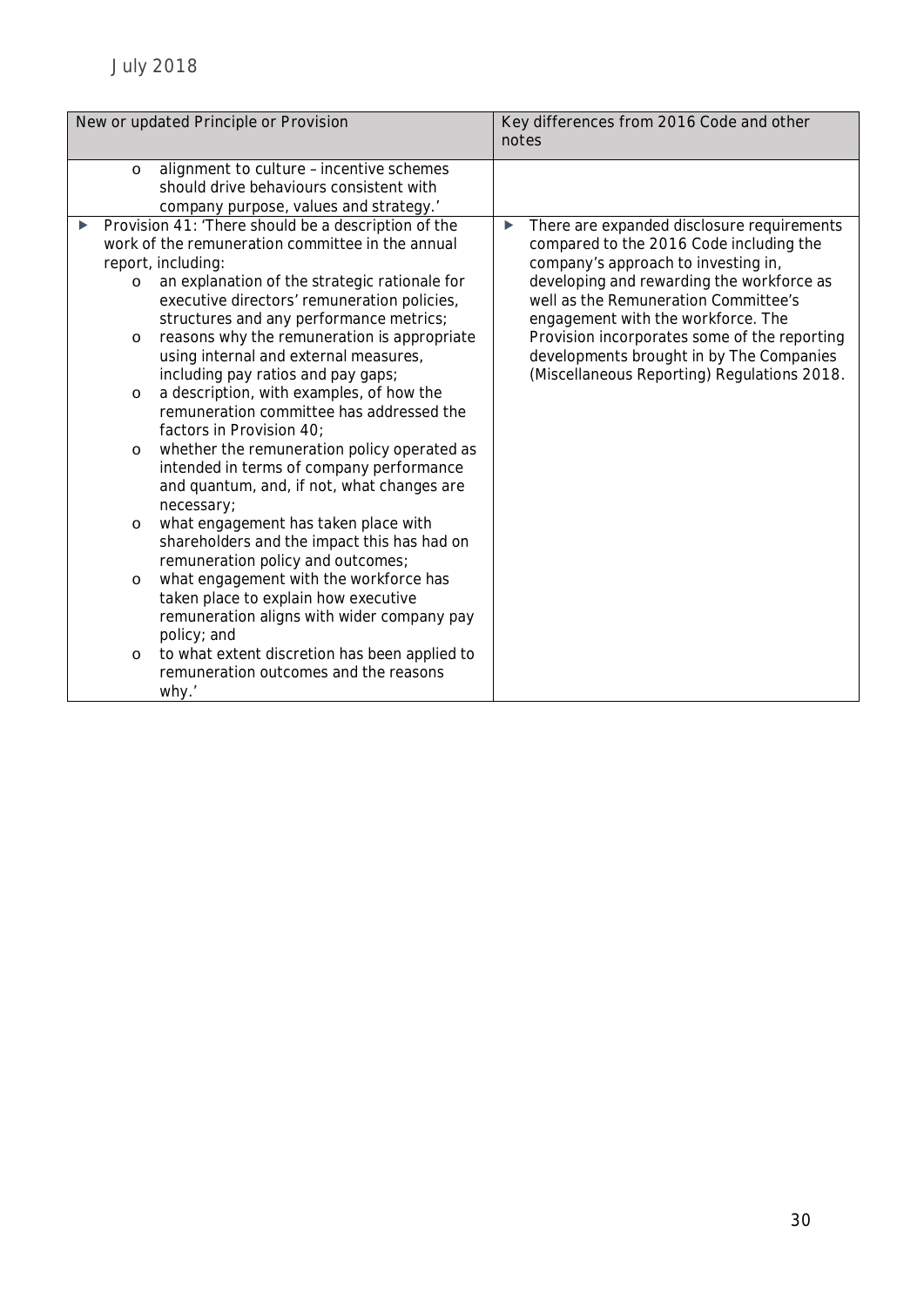July 2018

| New or updated Principle or Provision | Key differences from 2016 Code and other notes |
|---|---|
| o alignment to culture – incentive schemes should drive behaviours consistent with company purpose, values and strategy.' | |
| ▶ Provision 41: 'There should be a description of the work of the remuneration committee in the annual report, including:<br>o an explanation of the strategic rationale for executive directors' remuneration policies, structures and any performance metrics;<br>o reasons why the remuneration is appropriate using internal and external measures, including pay ratios and pay gaps;<br>o a description, with examples, of how the remuneration committee has addressed the factors in Provision 40;<br>o whether the remuneration policy operated as intended in terms of company performance and quantum, and, if not, what changes are necessary;<br>o what engagement has taken place with shareholders and the impact this has had on remuneration policy and outcomes;<br>o what engagement with the workforce has taken place to explain how executive remuneration aligns with wider company pay policy; and<br>o to what extent discretion has been applied to remuneration outcomes and the reasons why.' | ▶ There are expanded disclosure requirements compared to the 2016 Code including the company's approach to investing in, developing and rewarding the workforce as well as the Remuneration Committee's engagement with the workforce. The Provision incorporates some of the reporting developments brought in by The Companies (Miscellaneous Reporting) Regulations 2018. |